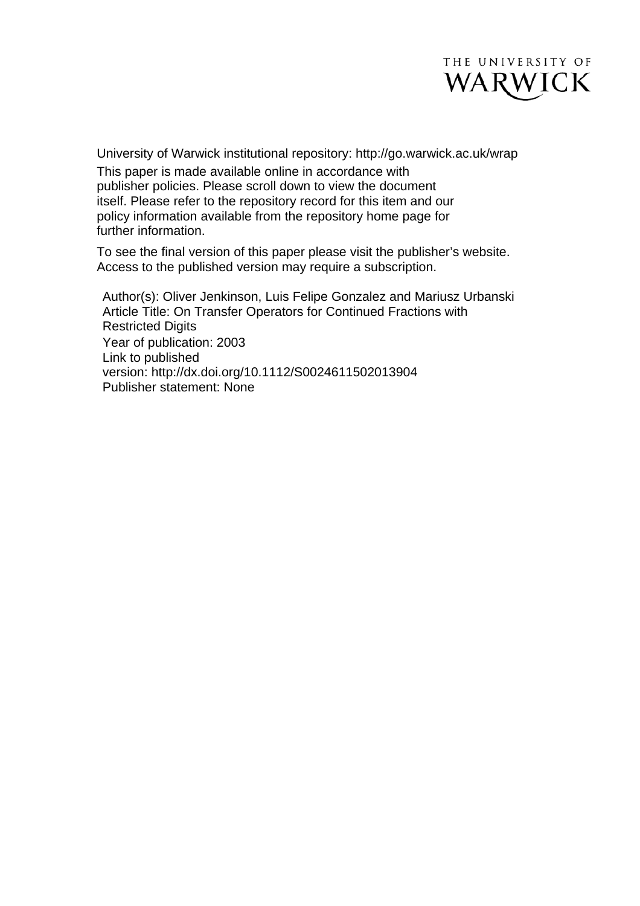THE UNIVERSITY OF WARWICK

University of Warwick institutional repository: http://go.warwick.ac.uk/wrap

This paper is made available online in accordance with publisher policies. Please scroll down to view the document itself. Please refer to the repository record for this item and our policy information available from the repository home page for further information.

To see the final version of this paper please visit the publisher's website. Access to the published version may require a subscription.

Author(s): Oliver Jenkinson, Luis Felipe Gonzalez and Mariusz Urbanski
Article Title: On Transfer Operators for Continued Fractions with Restricted Digits
Year of publication: 2003
Link to published version: http://dx.doi.org/10.1112/S0024611502013904
Publisher statement: None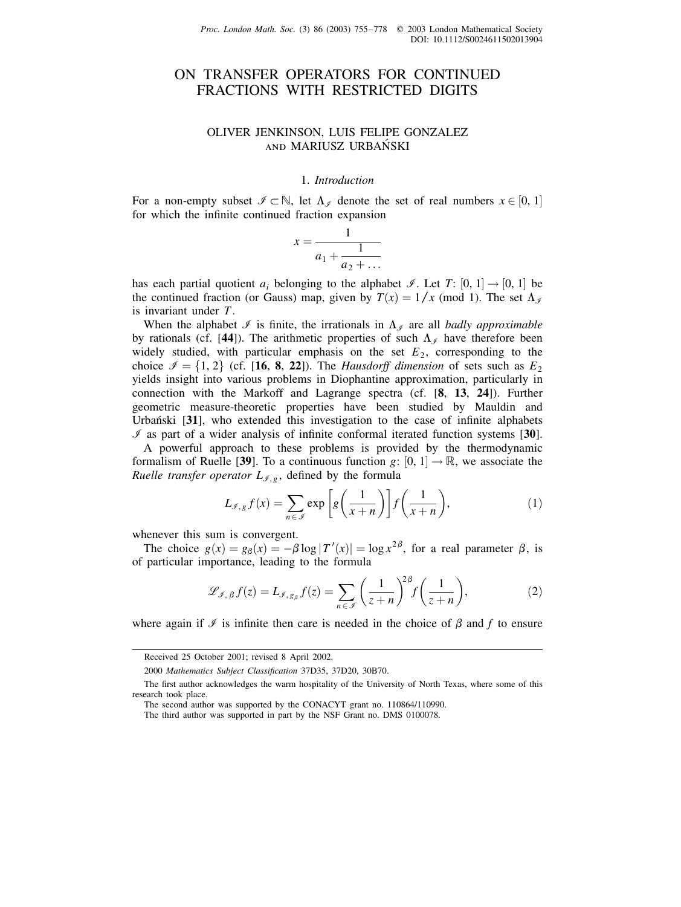# ON TRANSFER OPERATORS FOR CONTINUED FRACTIONS WITH RESTRICTED DIGITS

OLIVER JENKINSON, LUIS FELIPE GONZALEZ AND MARIUSZ URBAŃSKI

## 1. *Introduction*

For a non-empty subset $\mathscr{I} \subset \mathbb{N}$, let $\Lambda_{\mathscr{I}}$ denote the set of real numbers $x \in [0, 1]$ for which the infinite continued fraction expansion

$$x = \cfrac{1}{a_1 + \cfrac{1}{a_2 + \ldots}}$$

has each partial quotient $a_i$ belonging to the alphabet $\mathscr{I}$. Let $T\colon [0, 1] \to [0, 1]$ be the continued fraction (or Gauss) map, given by $T(x) = 1/x \pmod 1$. The set $\Lambda_{\mathscr{I}}$ is invariant under $T$.

When the alphabet $\mathscr{I}$ is finite, the irrationals in $\Lambda_{\mathscr{I}}$ are all *badly approximable* by rationals (cf. [**44**]). The arithmetic properties of such $\Lambda_{\mathscr{I}}$ have therefore been widely studied, with particular emphasis on the set $E_2$, corresponding to the choice $\mathscr{I} = \{1, 2\}$ (cf. [**16**, **8**, **22**]). The *Hausdorff dimension* of sets such as $E_2$ yields insight into various problems in Diophantine approximation, particularly in connection with the Markoff and Lagrange spectra (cf. [**8**, **13**, **24**]). Further geometric measure-theoretic properties have been studied by Mauldin and Urbański [**31**], who extended this investigation to the case of infinite alphabets $\mathscr{I}$ as part of a wider analysis of infinite conformal iterated function systems [**30**].

A powerful approach to these problems is provided by the thermodynamic formalism of Ruelle [**39**]. To a continuous function $g\colon [0, 1] \to \mathbb{R}$, we associate the *Ruelle transfer operator* $L_{\mathscr{I}, g}$, defined by the formula

$$L_{\mathscr{I}, g} f(x) = \sum_{n \in \mathscr{I}} \exp\left[g\left(\frac{1}{x+n}\right)\right] f\left(\frac{1}{x+n}\right), \tag{1}$$

whenever this sum is convergent.

The choice $g(x) = g_\beta(x) = -\beta \log |T'(x)| = \log x^{2\beta}$, for a real parameter $\beta$, is of particular importance, leading to the formula

$$\mathscr{L}_{\mathscr{I}, \beta} f(z) = L_{\mathscr{I}, g_\beta} f(z) = \sum_{n \in \mathscr{I}} \left(\frac{1}{z+n}\right)^{2\beta} f\left(\frac{1}{z+n}\right), \tag{2}$$

where again if $\mathscr{I}$ is infinite then care is needed in the choice of $\beta$ and $f$ to ensure

---

Received 25 October 2001; revised 8 April 2002.

2000 *Mathematics Subject Classification* 37D35, 37D20, 30B70.

The first author acknowledges the warm hospitality of the University of North Texas, where some of this research took place.

The second author was supported by the CONACYT grant no. 110864/110990.

The third author was supported in part by the NSF Grant no. DMS 0100078.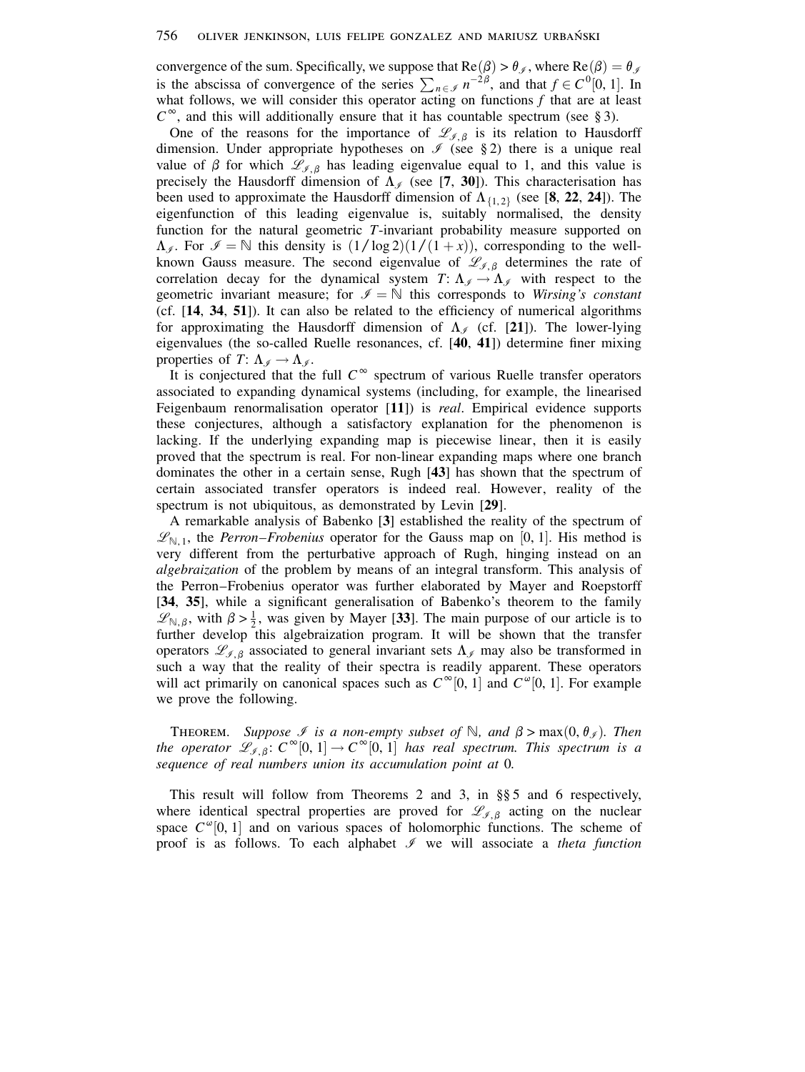convergence of the sum. Specifically, we suppose that $\mathrm{Re}(\beta) > \theta_{\mathscr{I}}$, where $\mathrm{Re}(\beta) = \theta_{\mathscr{I}}$ is the abscissa of convergence of the series $\sum_{n\in\mathscr{I}} n^{-2\beta}$, and that $f \in C^0[0,1]$. In what follows, we will consider this operator acting on functions $f$ that are at least $C^\infty$, and this will additionally ensure that it has countable spectrum (see § 3).

One of the reasons for the importance of $\mathscr{L}_{\mathscr{I},\beta}$ is its relation to Hausdorff dimension. Under appropriate hypotheses on $\mathscr{I}$ (see § 2) there is a unique real value of $\beta$ for which $\mathscr{L}_{\mathscr{I},\beta}$ has leading eigenvalue equal to 1, and this value is precisely the Hausdorff dimension of $\Lambda_{\mathscr{I}}$ (see [**7**, **30**]). This characterisation has been used to approximate the Hausdorff dimension of $\Lambda_{\{1,2\}}$ (see [**8**, **22**, **24**]). The eigenfunction of this leading eigenvalue is, suitably normalised, the density function for the natural geometric $T$-invariant probability measure supported on $\Lambda_{\mathscr{I}}$. For $\mathscr{I} = \mathbb{N}$ this density is $(1/\log 2)(1/(1+x))$, corresponding to the well-known Gauss measure. The second eigenvalue of $\mathscr{L}_{\mathscr{I},\beta}$ determines the rate of correlation decay for the dynamical system $T\colon \Lambda_{\mathscr{I}} \to \Lambda_{\mathscr{I}}$ with respect to the geometric invariant measure; for $\mathscr{I} = \mathbb{N}$ this corresponds to *Wirsing's constant* (cf. [**14**, **34**, **51**]). It can also be related to the efficiency of numerical algorithms for approximating the Hausdorff dimension of $\Lambda_{\mathscr{I}}$ (cf. [**21**]). The lower-lying eigenvalues (the so-called Ruelle resonances, cf. [**40**, **41**]) determine finer mixing properties of $T\colon \Lambda_{\mathscr{I}} \to \Lambda_{\mathscr{I}}$.

It is conjectured that the full $C^\infty$ spectrum of various Ruelle transfer operators associated to expanding dynamical systems (including, for example, the linearised Feigenbaum renormalisation operator [**11**]) is *real*. Empirical evidence supports these conjectures, although a satisfactory explanation for the phenomenon is lacking. If the underlying expanding map is piecewise linear, then it is easily proved that the spectrum is real. For non-linear expanding maps where one branch dominates the other in a certain sense, Rugh [**43**] has shown that the spectrum of certain associated transfer operators is indeed real. However, reality of the spectrum is not ubiquitous, as demonstrated by Levin [**29**].

A remarkable analysis of Babenko [**3**] established the reality of the spectrum of $\mathscr{L}_{\mathbb{N},1}$, the *Perron–Frobenius* operator for the Gauss map on $[0,1]$. His method is very different from the perturbative approach of Rugh, hinging instead on an *algebraization* of the problem by means of an integral transform. This analysis of the Perron–Frobenius operator was further elaborated by Mayer and Roepstorff [**34**, **35**], while a significant generalisation of Babenko's theorem to the family $\mathscr{L}_{\mathbb{N},\beta}$, with $\beta > \frac{1}{2}$, was given by Mayer [**33**]. The main purpose of our article is to further develop this algebraization program. It will be shown that the transfer operators $\mathscr{L}_{\mathscr{I},\beta}$ associated to general invariant sets $\Lambda_{\mathscr{I}}$ may also be transformed in such a way that the reality of their spectra is readily apparent. These operators will act primarily on canonical spaces such as $C^\infty[0,1]$ and $C^\omega[0,1]$. For example we prove the following.

THEOREM. *Suppose $\mathscr{I}$ is a non-empty subset of $\mathbb{N}$, and $\beta > \max(0, \theta_{\mathscr{I}})$. Then the operator $\mathscr{L}_{\mathscr{I},\beta}\colon C^\infty[0,1] \to C^\infty[0,1]$ has real spectrum. This spectrum is a sequence of real numbers union its accumulation point at* 0.

This result will follow from Theorems 2 and 3, in §§ 5 and 6 respectively, where identical spectral properties are proved for $\mathscr{L}_{\mathscr{I},\beta}$ acting on the nuclear space $C^\omega[0,1]$ and on various spaces of holomorphic functions. The scheme of proof is as follows. To each alphabet $\mathscr{I}$ we will associate a *theta function*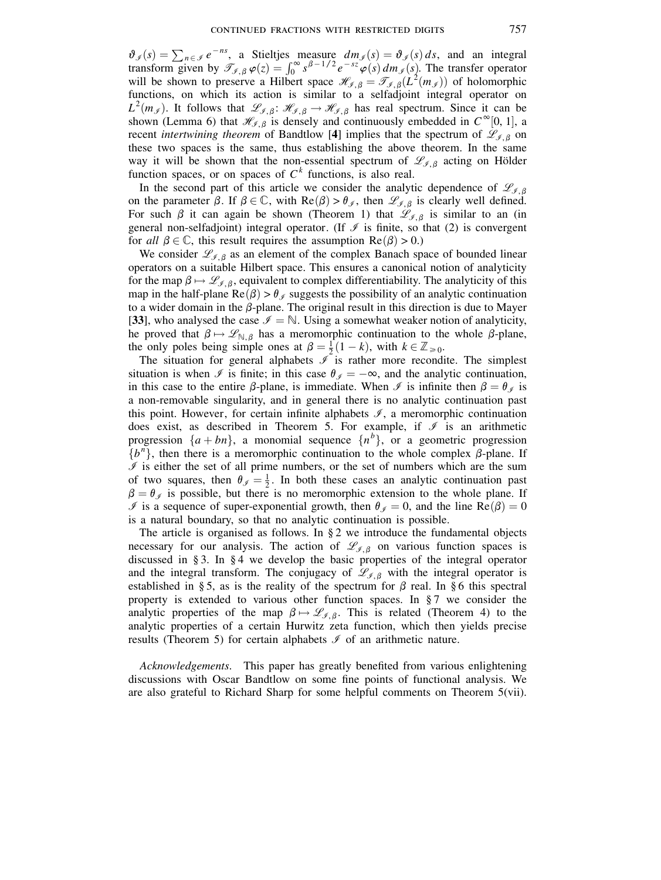$\vartheta_{\mathscr{I}}(s) = \sum_{n\in\mathscr{I}} e^{-ns}$, a Stieltjes measure $dm_{\mathscr{I}}(s) = \vartheta_{\mathscr{I}}(s)\,ds$, and an integral transform given by $\mathscr{T}_{\mathscr{I},\beta}\varphi(z) = \int_0^\infty s^{\beta-1/2}e^{-sz}\varphi(s)\,dm_{\mathscr{I}}(s)$. The transfer operator will be shown to preserve a Hilbert space $\mathscr{H}_{\mathscr{I},\beta} = \mathscr{T}_{\mathscr{I},\beta}(L^2(m_{\mathscr{I}}))$ of holomorphic functions, on which its action is similar to a selfadjoint integral operator on $L^2(m_{\mathscr{I}})$. It follows that $\mathscr{L}_{\mathscr{I},\beta}\colon \mathscr{H}_{\mathscr{I},\beta} \to \mathscr{H}_{\mathscr{I},\beta}$ has real spectrum. Since it can be shown (Lemma 6) that $\mathscr{H}_{\mathscr{I},\beta}$ is densely and continuously embedded in $C^\infty[0,1]$, a recent *intertwining theorem* of Bandtlow [**4**] implies that the spectrum of $\mathscr{L}_{\mathscr{I},\beta}$ on these two spaces is the same, thus establishing the above theorem. In the same way it will be shown that the non-essential spectrum of $\mathscr{L}_{\mathscr{I},\beta}$ acting on Hölder function spaces, or on spaces of $C^k$ functions, is also real.

In the second part of this article we consider the analytic dependence of $\mathscr{L}_{\mathscr{I},\beta}$ on the parameter $\beta$. If $\beta \in \mathbb{C}$, with $\mathrm{Re}(\beta) > \theta_{\mathscr{I}}$, then $\mathscr{L}_{\mathscr{I},\beta}$ is clearly well defined. For such $\beta$ it can again be shown (Theorem 1) that $\mathscr{L}_{\mathscr{I},\beta}$ is similar to an (in general non-selfadjoint) integral operator. (If $\mathscr{I}$ is finite, so that (2) is convergent for *all* $\beta \in \mathbb{C}$, this result requires the assumption $\mathrm{Re}(\beta) > 0$.)

We consider $\mathscr{L}_{\mathscr{I},\beta}$ as an element of the complex Banach space of bounded linear operators on a suitable Hilbert space. This ensures a canonical notion of analyticity for the map $\beta \mapsto \mathscr{L}_{\mathscr{I},\beta}$, equivalent to complex differentiability. The analyticity of this map in the half-plane $\mathrm{Re}(\beta) > \theta_{\mathscr{I}}$ suggests the possibility of an analytic continuation to a wider domain in the $\beta$-plane. The original result in this direction is due to Mayer [**33**], who analysed the case $\mathscr{I} = \mathbb{N}$. Using a somewhat weaker notion of analyticity, he proved that $\beta \mapsto \mathscr{L}_{\mathbb{N},\beta}$ has a meromorphic continuation to the whole $\beta$-plane, the only poles being simple ones at $\beta = \frac{1}{2}(1-k)$, with $k \in \mathbb{Z}_{\geqslant 0}$.

The situation for general alphabets $\mathscr{I}$ is rather more recondite. The simplest situation is when $\mathscr{I}$ is finite; in this case $\theta_{\mathscr{I}} = -\infty$, and the analytic continuation, in this case to the entire $\beta$-plane, is immediate. When $\mathscr{I}$ is infinite then $\beta = \theta_{\mathscr{I}}$ is a non-removable singularity, and in general there is no analytic continuation past this point. However, for certain infinite alphabets $\mathscr{I}$, a meromorphic continuation does exist, as described in Theorem 5. For example, if $\mathscr{I}$ is an arithmetic progression $\{a+bn\}$, a monomial sequence $\{n^b\}$, or a geometric progression $\{b^n\}$, then there is a meromorphic continuation to the whole complex $\beta$-plane. If $\mathscr{I}$ is either the set of all prime numbers, or the set of numbers which are the sum of two squares, then $\theta_{\mathscr{I}} = \frac{1}{2}$. In both these cases an analytic continuation past $\beta = \theta_{\mathscr{I}}$ is possible, but there is no meromorphic extension to the whole plane. If $\mathscr{I}$ is a sequence of super-exponential growth, then $\theta_{\mathscr{I}} = 0$, and the line $\mathrm{Re}(\beta) = 0$ is a natural boundary, so that no analytic continuation is possible.

The article is organised as follows. In § 2 we introduce the fundamental objects necessary for our analysis. The action of $\mathscr{L}_{\mathscr{I},\beta}$ on various function spaces is discussed in § 3. In § 4 we develop the basic properties of the integral operator and the integral transform. The conjugacy of $\mathscr{L}_{\mathscr{I},\beta}$ with the integral operator is established in § 5, as is the reality of the spectrum for $\beta$ real. In § 6 this spectral property is extended to various other function spaces. In § 7 we consider the analytic properties of the map $\beta \mapsto \mathscr{L}_{\mathscr{I},\beta}$. This is related (Theorem 4) to the analytic properties of a certain Hurwitz zeta function, which then yields precise results (Theorem 5) for certain alphabets $\mathscr{I}$ of an arithmetic nature.

*Acknowledgements.* This paper has greatly benefited from various enlightening discussions with Oscar Bandtlow on some fine points of functional analysis. We are also grateful to Richard Sharp for some helpful comments on Theorem 5(vii).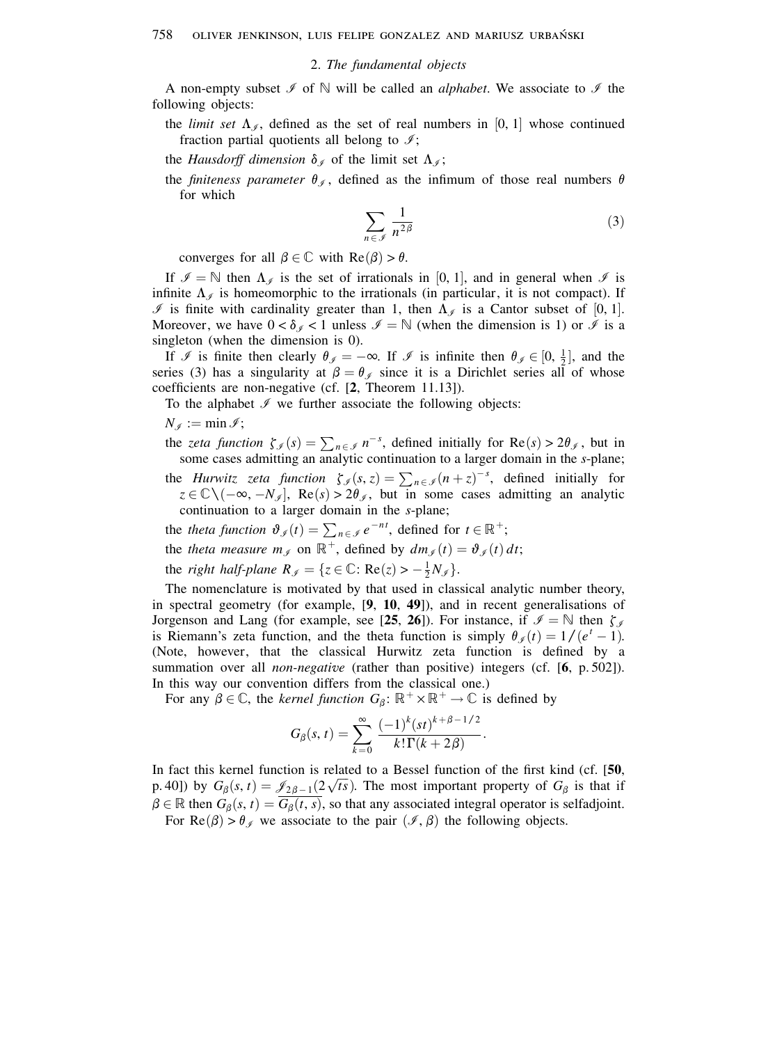## 2. *The fundamental objects*

A non-empty subset $\mathscr{I}$ of $\mathbb{N}$ will be called an *alphabet*. We associate to $\mathscr{I}$ the following objects:

the *limit set* $\Lambda_{\mathscr{I}}$, defined as the set of real numbers in $[0, 1]$ whose continued fraction partial quotients all belong to $\mathscr{I}$;

the *Hausdorff dimension* $\delta_{\mathscr{I}}$ of the limit set $\Lambda_{\mathscr{I}}$;

the *finiteness parameter* $\theta_{\mathscr{I}}$, defined as the infimum of those real numbers $\theta$ for which

$$\sum_{n \in \mathscr{I}} \frac{1}{n^{2\beta}} \tag{3}$$

converges for all $\beta \in \mathbb{C}$ with $\mathrm{Re}(\beta) > \theta$.

If $\mathscr{I} = \mathbb{N}$ then $\Lambda_{\mathscr{I}}$ is the set of irrationals in $[0, 1]$, and in general when $\mathscr{I}$ is infinite $\Lambda_{\mathscr{I}}$ is homeomorphic to the irrationals (in particular, it is not compact). If $\mathscr{I}$ is finite with cardinality greater than 1, then $\Lambda_{\mathscr{I}}$ is a Cantor subset of $[0, 1]$. Moreover, we have $0 < \delta_{\mathscr{I}} < 1$ unless $\mathscr{I} = \mathbb{N}$ (when the dimension is 1) or $\mathscr{I}$ is a singleton (when the dimension is 0).

If $\mathscr{I}$ is finite then clearly $\theta_{\mathscr{I}} = -\infty$. If $\mathscr{I}$ is infinite then $\theta_{\mathscr{I}} \in [0, \frac{1}{2}]$, and the series (3) has a singularity at $\beta = \theta_{\mathscr{I}}$ since it is a Dirichlet series all of whose coefficients are non-negative (cf. [**2**, Theorem 11.13]).

To the alphabet $\mathscr{I}$ we further associate the following objects:

$N_{\mathscr{I}} := \min \mathscr{I}$;

the *zeta function* $\zeta_{\mathscr{I}}(s) = \sum_{n \in \mathscr{I}} n^{-s}$, defined initially for $\mathrm{Re}(s) > 2\theta_{\mathscr{I}}$, but in some cases admitting an analytic continuation to a larger domain in the $s$-plane;

the *Hurwitz zeta function* $\zeta_{\mathscr{I}}(s, z) = \sum_{n \in \mathscr{I}} (n + z)^{-s}$, defined initially for $z \in \mathbb{C} \setminus (-\infty, -N_{\mathscr{I}}]$, $\mathrm{Re}(s) > 2\theta_{\mathscr{I}}$, but in some cases admitting an analytic continuation to a larger domain in the $s$-plane;

the *theta function* $\vartheta_{\mathscr{I}}(t) = \sum_{n \in \mathscr{I}} e^{-nt}$, defined for $t \in \mathbb{R}^+$;

the *theta measure* $m_{\mathscr{I}}$ on $\mathbb{R}^+$, defined by $dm_{\mathscr{I}}(t) = \vartheta_{\mathscr{I}}(t)\, dt$;

the *right half-plane* $R_{\mathscr{I}} = \{z \in \mathbb{C} \colon \mathrm{Re}(z) > -\frac{1}{2} N_{\mathscr{I}}\}$.

The nomenclature is motivated by that used in classical analytic number theory, in spectral geometry (for example, [**9**, **10**, **49**]), and in recent generalisations of Jorgenson and Lang (for example, see [**25**, **26**]). For instance, if $\mathscr{I} = \mathbb{N}$ then $\zeta_{\mathscr{I}}$ is Riemann's zeta function, and the theta function is simply $\theta_{\mathscr{I}}(t) = 1/(e^t - 1)$. (Note, however, that the classical Hurwitz zeta function is defined by a summation over all *non-negative* (rather than positive) integers (cf. [**6**, p. 502]). In this way our convention differs from the classical one.)

For any $\beta \in \mathbb{C}$, the *kernel function* $G_\beta \colon \mathbb{R}^+ \times \mathbb{R}^+ \to \mathbb{C}$ is defined by

$$G_\beta(s, t) = \sum_{k=0}^{\infty} \frac{(-1)^k (st)^{k+\beta-1/2}}{k!\,\Gamma(k + 2\beta)}.$$

In fact this kernel function is related to a Bessel function of the first kind (cf. [**50**, p. 40]) by $G_\beta(s, t) = \mathscr{J}_{2\beta-1}(2\sqrt{ts})$. The most important property of $G_\beta$ is that if $\beta \in \mathbb{R}$ then $G_\beta(s, t) = \overline{G_\beta(t, s)}$, so that any associated integral operator is selfadjoint.

For $\mathrm{Re}(\beta) > \theta_{\mathscr{I}}$ we associate to the pair $(\mathscr{I}, \beta)$ the following objects.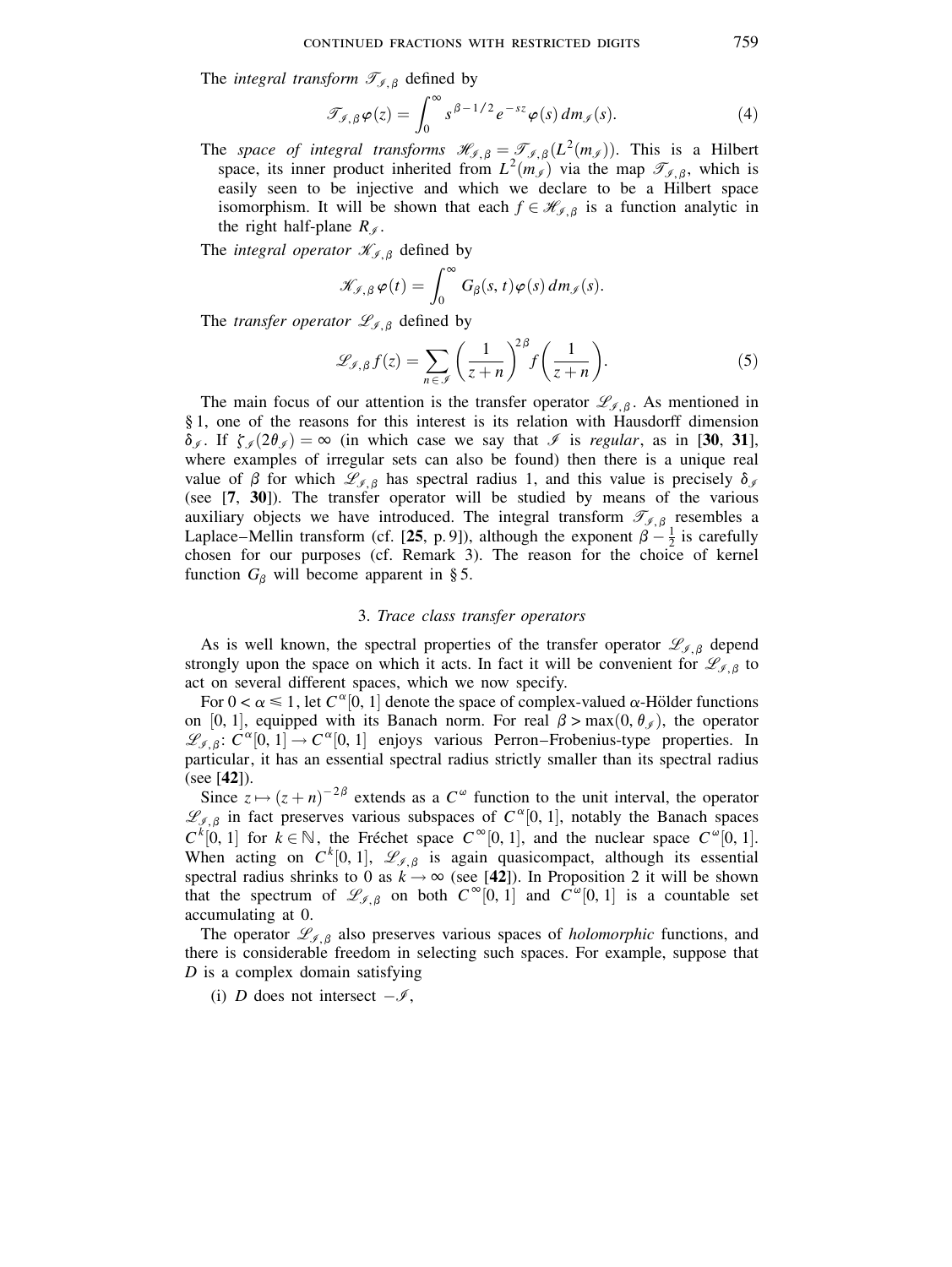The *integral transform* $\mathscr{T}_{\mathscr{I},\beta}$ defined by

$$\mathscr{T}_{\mathscr{I},\beta}\varphi(z) = \int_0^\infty s^{\beta-1/2} e^{-sz} \varphi(s)\, dm_{\mathscr{I}}(s). \tag{4}$$

The *space of integral transforms* $\mathscr{H}_{\mathscr{I},\beta} = \mathscr{T}_{\mathscr{I},\beta}(L^2(m_{\mathscr{I}}))$. This is a Hilbert space, its inner product inherited from $L^2(m_{\mathscr{I}})$ via the map $\mathscr{T}_{\mathscr{I},\beta}$, which is easily seen to be injective and which we declare to be a Hilbert space isomorphism. It will be shown that each $f \in \mathscr{H}_{\mathscr{I},\beta}$ is a function analytic in the right half-plane $R_{\mathscr{I}}$.

The *integral operator* $\mathscr{K}_{\mathscr{I},\beta}$ defined by

$$\mathscr{K}_{\mathscr{I},\beta}\varphi(t) = \int_0^\infty G_\beta(s,t)\varphi(s)\, dm_{\mathscr{I}}(s).$$

The *transfer operator* $\mathscr{L}_{\mathscr{I},\beta}$ defined by

$$\mathscr{L}_{\mathscr{I},\beta} f(z) = \sum_{n\in\mathscr{I}} \left(\frac{1}{z+n}\right)^{2\beta} f\left(\frac{1}{z+n}\right). \tag{5}$$

The main focus of our attention is the transfer operator $\mathscr{L}_{\mathscr{I},\beta}$. As mentioned in § 1, one of the reasons for this interest is its relation with Hausdorff dimension $\delta_{\mathscr{I}}$. If $\zeta_{\mathscr{I}}(2\theta_{\mathscr{I}}) = \infty$ (in which case we say that $\mathscr{I}$ is *regular*, as in [**30**, **31**], where examples of irregular sets can also be found) then there is a unique real value of $\beta$ for which $\mathscr{L}_{\mathscr{I},\beta}$ has spectral radius 1, and this value is precisely $\delta_{\mathscr{I}}$ (see [**7**, **30**]). The transfer operator will be studied by means of the various auxiliary objects we have introduced. The integral transform $\mathscr{T}_{\mathscr{I},\beta}$ resembles a Laplace–Mellin transform (cf. [**25**, p. 9]), although the exponent $\beta - \frac{1}{2}$ is carefully chosen for our purposes (cf. Remark 3). The reason for the choice of kernel function $G_\beta$ will become apparent in § 5.

## 3. *Trace class transfer operators*

As is well known, the spectral properties of the transfer operator $\mathscr{L}_{\mathscr{I},\beta}$ depend strongly upon the space on which it acts. In fact it will be convenient for $\mathscr{L}_{\mathscr{I},\beta}$ to act on several different spaces, which we now specify.

For $0 < \alpha \leqslant 1$, let $C^\alpha[0,1]$ denote the space of complex-valued $\alpha$-Hölder functions on $[0,1]$, equipped with its Banach norm. For real $\beta > \max(0, \theta_{\mathscr{I}})$, the operator $\mathscr{L}_{\mathscr{I},\beta}\colon C^\alpha[0,1] \to C^\alpha[0,1]$ enjoys various Perron–Frobenius-type properties. In particular, it has an essential spectral radius strictly smaller than its spectral radius (see [**42**]).

Since $z \mapsto (z+n)^{-2\beta}$ extends as a $C^\omega$ function to the unit interval, the operator $\mathscr{L}_{\mathscr{I},\beta}$ in fact preserves various subspaces of $C^\alpha[0,1]$, notably the Banach spaces $C^k[0,1]$ for $k \in \mathbb{N}$, the Fréchet space $C^\infty[0,1]$, and the nuclear space $C^\omega[0,1]$. When acting on $C^k[0,1]$, $\mathscr{L}_{\mathscr{I},\beta}$ is again quasicompact, although its essential spectral radius shrinks to 0 as $k \to \infty$ (see [**42**]). In Proposition 2 it will be shown that the spectrum of $\mathscr{L}_{\mathscr{I},\beta}$ on both $C^\infty[0,1]$ and $C^\omega[0,1]$ is a countable set accumulating at 0.

The operator $\mathscr{L}_{\mathscr{I},\beta}$ also preserves various spaces of *holomorphic* functions, and there is considerable freedom in selecting such spaces. For example, suppose that $D$ is a complex domain satisfying

(i) $D$ does not intersect $-\mathscr{I}$,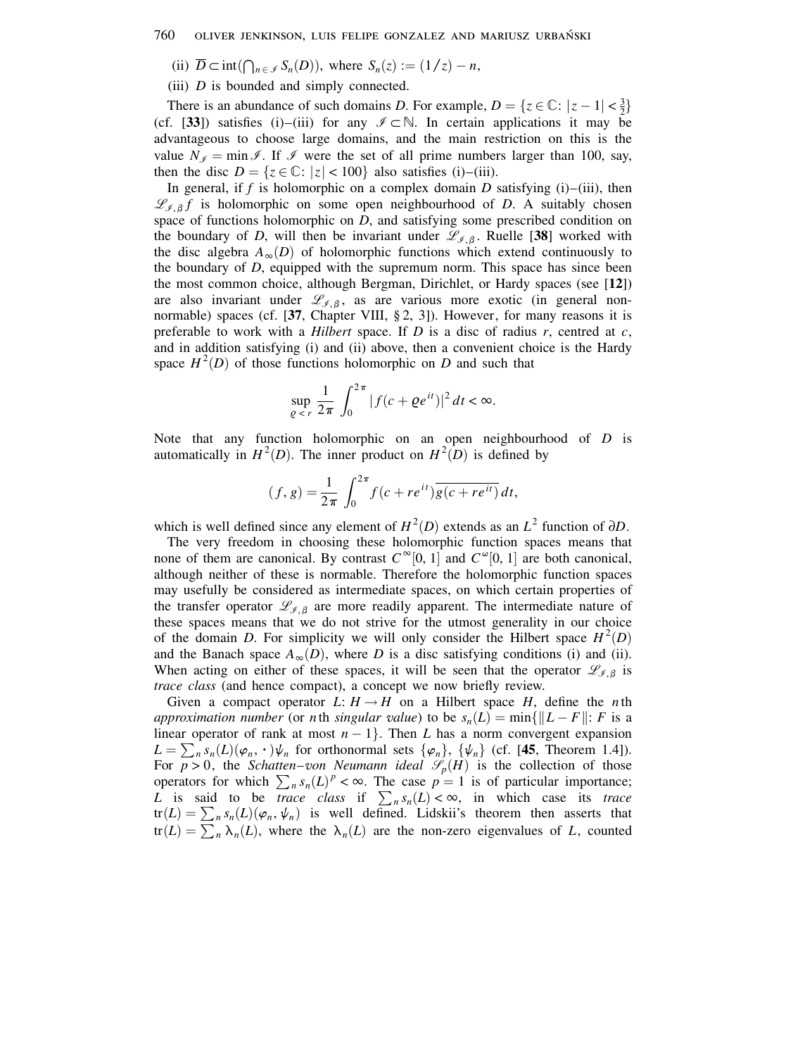(ii) $\overline{D} \subset \operatorname{int}(\bigcap_{n \in \mathscr{I}} S_n(D))$, where $S_n(z) := (1/z) - n$,

(iii) $D$ is bounded and simply connected.

There is an abundance of such domains $D$. For example, $D = \{z \in \mathbb{C} : |z - 1| < \frac{3}{2}\}$ (cf. [**33**]) satisfies (i)–(iii) for any $\mathscr{I} \subset \mathbb{N}$. In certain applications it may be advantageous to choose large domains, and the main restriction on this is the value $N_{\mathscr{I}} = \min \mathscr{I}$. If $\mathscr{I}$ were the set of all prime numbers larger than 100, say, then the disc $D = \{z \in \mathbb{C} : |z| < 100\}$ also satisfies (i)–(iii).

In general, if $f$ is holomorphic on a complex domain $D$ satisfying (i)–(iii), then $\mathscr{L}_{\mathscr{I},\beta} f$ is holomorphic on some open neighbourhood of $D$. A suitably chosen space of functions holomorphic on $D$, and satisfying some prescribed condition on the boundary of $D$, will then be invariant under $\mathscr{L}_{\mathscr{I},\beta}$. Ruelle [**38**] worked with the disc algebra $A_\infty(D)$ of holomorphic functions which extend continuously to the boundary of $D$, equipped with the supremum norm. This space has since been the most common choice, although Bergman, Dirichlet, or Hardy spaces (see [**12**]) are also invariant under $\mathscr{L}_{\mathscr{I},\beta}$, as are various more exotic (in general non-normable) spaces (cf. [**37**, Chapter VIII, § 2, 3]). However, for many reasons it is preferable to work with a *Hilbert* space. If $D$ is a disc of radius $r$, centred at $c$, and in addition satisfying (i) and (ii) above, then a convenient choice is the Hardy space $H^2(D)$ of those functions holomorphic on $D$ and such that

$$\sup_{\varrho < r} \frac{1}{2\pi} \int_0^{2\pi} |f(c + \varrho e^{it})|^2 \, dt < \infty.$$

Note that any function holomorphic on an open neighbourhood of $D$ is automatically in $H^2(D)$. The inner product on $H^2(D)$ is defined by

$$(f, g) = \frac{1}{2\pi} \int_0^{2\pi} f(c + re^{it}) \overline{g(c + re^{it})} \, dt,$$

which is well defined since any element of $H^2(D)$ extends as an $L^2$ function of $\partial D$.

The very freedom in choosing these holomorphic function spaces means that none of them are canonical. By contrast $C^\infty[0,1]$ and $C^\omega[0,1]$ are both canonical, although neither of these is normable. Therefore the holomorphic function spaces may usefully be considered as intermediate spaces, on which certain properties of the transfer operator $\mathscr{L}_{\mathscr{I},\beta}$ are more readily apparent. The intermediate nature of these spaces means that we do not strive for the utmost generality in our choice of the domain $D$. For simplicity we will only consider the Hilbert space $H^2(D)$ and the Banach space $A_\infty(D)$, where $D$ is a disc satisfying conditions (i) and (ii). When acting on either of these spaces, it will be seen that the operator $\mathscr{L}_{\mathscr{I},\beta}$ is *trace class* (and hence compact), a concept we now briefly review.

Given a compact operator $L: H \to H$ on a Hilbert space $H$, define the $n$th *approximation number* (or $n$th *singular value*) to be $s_n(L) = \min\{\|L - F\| : F$ is a linear operator of rank at most $n-1\}$. Then $L$ has a norm convergent expansion $L = \sum_n s_n(L)(\varphi_n, \cdot)\psi_n$ for orthonormal sets $\{\varphi_n\}$, $\{\psi_n\}$ (cf. [**45**, Theorem 1.4]). For $p > 0$, the *Schatten–von Neumann ideal* $\mathscr{S}_p(H)$ is the collection of those operators for which $\sum_n s_n(L)^p < \infty$. The case $p = 1$ is of particular importance; $L$ is said to be *trace class* if $\sum_n s_n(L) < \infty$, in which case its *trace* $\operatorname{tr}(L) = \sum_n s_n(L)(\varphi_n, \psi_n)$ is well defined. Lidskii's theorem then asserts that $\operatorname{tr}(L) = \sum_n \lambda_n(L)$, where the $\lambda_n(L)$ are the non-zero eigenvalues of $L$, counted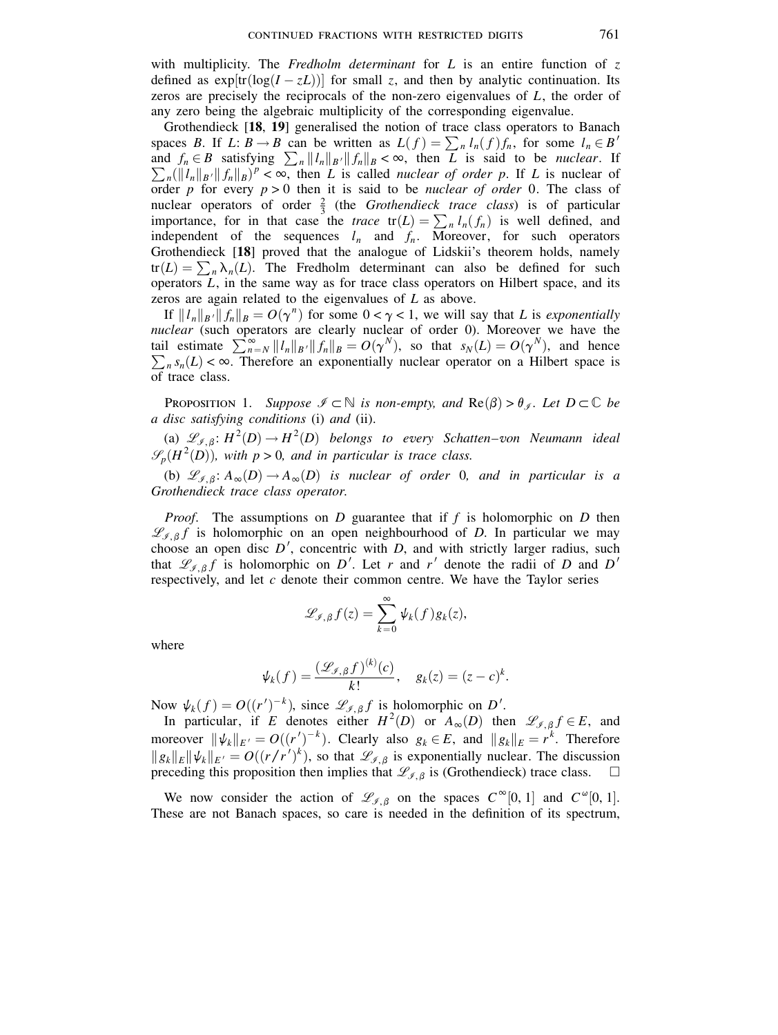with multiplicity. The *Fredholm determinant* for $L$ is an entire function of $z$ defined as $\exp[\mathrm{tr}(\log(I - zL))]$ for small $z$, and then by analytic continuation. Its zeros are precisely the reciprocals of the non-zero eigenvalues of $L$, the order of any zero being the algebraic multiplicity of the corresponding eigenvalue.

Grothendieck [**18**, **19**] generalised the notion of trace class operators to Banach spaces $B$. If $L: B \to B$ can be written as $L(f) = \sum_n l_n(f) f_n$, for some $l_n \in B'$ and $f_n \in B$ satisfying $\sum_n \|l_n\|_{B'} \|f_n\|_B < \infty$, then $L$ is said to be *nuclear*. If $\sum_n (\|l_n\|_{B'} \|f_n\|_B)^p < \infty$, then $L$ is called *nuclear of order* $p$. If $L$ is nuclear of order $p$ for every $p > 0$ then it is said to be *nuclear of order* 0. The class of nuclear operators of order $\frac{2}{3}$ (the *Grothendieck trace class*) is of particular importance, for in that case the *trace* $\mathrm{tr}(L) = \sum_n l_n(f_n)$ is well defined, and independent of the sequences $l_n$ and $f_n$. Moreover, for such operators Grothendieck [**18**] proved that the analogue of Lidskii's theorem holds, namely $\mathrm{tr}(L) = \sum_n \lambda_n(L)$. The Fredholm determinant can also be defined for such operators $L$, in the same way as for trace class operators on Hilbert space, and its zeros are again related to the eigenvalues of $L$ as above.

If $\|l_n\|_{B'} \|f_n\|_B = O(\gamma^n)$ for some $0 < \gamma < 1$, we will say that $L$ is *exponentially nuclear* (such operators are clearly nuclear of order 0). Moreover we have the tail estimate $\sum_{n=N}^{\infty} \|l_n\|_{B'} \|f_n\|_B = O(\gamma^N)$, so that $s_N(L) = O(\gamma^N)$, and hence $\sum_n s_n(L) < \infty$. Therefore an exponentially nuclear operator on a Hilbert space is of trace class.

PROPOSITION 1. *Suppose $\mathcal{I} \subset \mathbb{N}$ is non-empty, and $\mathrm{Re}(\beta) > \theta_{\mathcal{I}}$. Let $D \subset \mathbb{C}$ be a disc satisfying conditions* (i) *and* (ii).

(a) *$\mathcal{L}_{\mathcal{I},\beta}: H^2(D) \to H^2(D)$ belongs to every Schatten–von Neumann ideal $\mathcal{S}_p(H^2(D))$, with $p > 0$, and in particular is trace class.*

(b) *$\mathcal{L}_{\mathcal{I},\beta}: A_\infty(D) \to A_\infty(D)$ is nuclear of order* 0*, and in particular is a Grothendieck trace class operator.*

*Proof.* The assumptions on $D$ guarantee that if $f$ is holomorphic on $D$ then $\mathcal{L}_{\mathcal{I},\beta} f$ is holomorphic on an open neighbourhood of $D$. In particular we may choose an open disc $D'$, concentric with $D$, and with strictly larger radius, such that $\mathcal{L}_{\mathcal{I},\beta} f$ is holomorphic on $D'$. Let $r$ and $r'$ denote the radii of $D$ and $D'$ respectively, and let $c$ denote their common centre. We have the Taylor series

$$\mathcal{L}_{\mathcal{I},\beta} f(z) = \sum_{k=0}^{\infty} \psi_k(f) g_k(z),$$

where

$$\psi_k(f) = \frac{(\mathcal{L}_{\mathcal{I},\beta} f)^{(k)}(c)}{k!}, \quad g_k(z) = (z-c)^k.$$

Now $\psi_k(f) = O((r')^{-k})$, since $\mathcal{L}_{\mathcal{I},\beta} f$ is holomorphic on $D'$.

In particular, if $E$ denotes either $H^2(D)$ or $A_\infty(D)$ then $\mathcal{L}_{\mathcal{I},\beta} f \in E$, and moreover $\|\psi_k\|_{E'} = O((r')^{-k})$. Clearly also $g_k \in E$, and $\|g_k\|_E = r^k$. Therefore $\|g_k\|_E \|\psi_k\|_{E'} = O((r/r')^k)$, so that $\mathcal{L}_{\mathcal{I},\beta}$ is exponentially nuclear. The discussion preceding this proposition then implies that $\mathcal{L}_{\mathcal{I},\beta}$ is (Grothendieck) trace class. $\square$

We now consider the action of $\mathcal{L}_{\mathcal{I},\beta}$ on the spaces $C^\infty[0,1]$ and $C^\omega[0,1]$. These are not Banach spaces, so care is needed in the definition of its spectrum,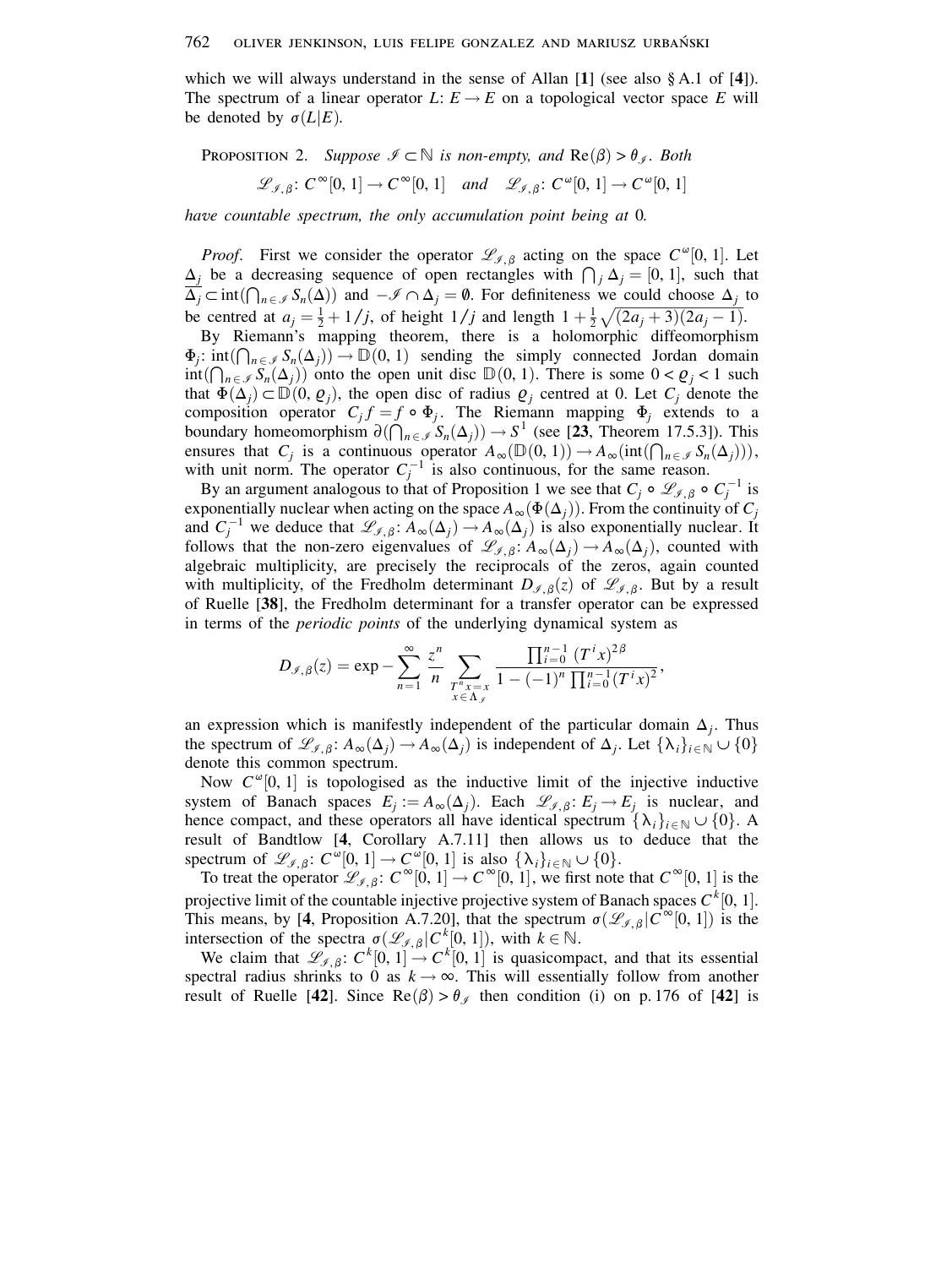which we will always understand in the sense of Allan [**1**] (see also § A.1 of [**4**]). The spectrum of a linear operator $L: E \to E$ on a topological vector space $E$ will be denoted by $\sigma(L|E)$.

PROPOSITION 2. *Suppose $\mathscr{I} \subset \mathbb{N}$ is non-empty, and $\mathrm{Re}(\beta) > \theta_{\mathscr{I}}$. Both*

$$\mathscr{L}_{\mathscr{I},\beta}: C^\infty[0,1] \to C^\infty[0,1] \quad \textit{and} \quad \mathscr{L}_{\mathscr{I},\beta}: C^\omega[0,1] \to C^\omega[0,1]$$

*have countable spectrum, the only accumulation point being at* 0.

*Proof.* First we consider the operator $\mathscr{L}_{\mathscr{I},\beta}$ acting on the space $C^\omega[0,1]$. Let $\Delta_j$ be a decreasing sequence of open rectangles with $\bigcap_j \Delta_j = [0,1]$, such that $\overline{\Delta_j} \subset \mathrm{int}(\bigcap_{n\in\mathscr{I}} S_n(\Delta))$ and $-\mathscr{I} \cap \Delta_j = \emptyset$. For definiteness we could choose $\Delta_j$ to be centred at $a_j = \frac{1}{2} + 1/j$, of height $1/j$ and length $1 + \frac{1}{2}\sqrt{(2a_j+3)(2a_j-1)}$.

By Riemann's mapping theorem, there is a holomorphic diffeomorphism $\Phi_j: \mathrm{int}(\bigcap_{n\in\mathscr{I}} S_n(\Delta_j)) \to \mathbb{D}(0,1)$ sending the simply connected Jordan domain $\mathrm{int}(\bigcap_{n\in\mathscr{I}} S_n(\Delta_j))$ onto the open unit disc $\mathbb{D}(0,1)$. There is some $0 < \varrho_j < 1$ such that $\Phi(\Delta_j) \subset \mathbb{D}(0,\varrho_j)$, the open disc of radius $\varrho_j$ centred at 0. Let $C_j$ denote the composition operator $C_j f = f \circ \Phi_j$. The Riemann mapping $\Phi_j$ extends to a boundary homeomorphism $\partial(\bigcap_{n\in\mathscr{I}} S_n(\Delta_j)) \to S^1$ (see [**23**, Theorem 17.5.3]). This ensures that $C_j$ is a continuous operator $A_\infty(\mathbb{D}(0,1)) \to A_\infty(\mathrm{int}(\bigcap_{n\in\mathscr{I}} S_n(\Delta_j)))$, with unit norm. The operator $C_j^{-1}$ is also continuous, for the same reason.

By an argument analogous to that of Proposition 1 we see that $C_j \circ \mathscr{L}_{\mathscr{I},\beta} \circ C_j^{-1}$ is exponentially nuclear when acting on the space $A_\infty(\Phi(\Delta_j))$. From the continuity of $C_j$ and $C_j^{-1}$ we deduce that $\mathscr{L}_{\mathscr{I},\beta}: A_\infty(\Delta_j) \to A_\infty(\Delta_j)$ is also exponentially nuclear. It follows that the non-zero eigenvalues of $\mathscr{L}_{\mathscr{I},\beta}: A_\infty(\Delta_j) \to A_\infty(\Delta_j)$, counted with algebraic multiplicity, are precisely the reciprocals of the zeros, again counted with multiplicity, of the Fredholm determinant $D_{\mathscr{I},\beta}(z)$ of $\mathscr{L}_{\mathscr{I},\beta}$. But by a result of Ruelle [**38**], the Fredholm determinant for a transfer operator can be expressed in terms of the *periodic points* of the underlying dynamical system as

$$D_{\mathscr{I},\beta}(z) = \exp - \sum_{n=1}^\infty \frac{z^n}{n} \sum_{\substack{T^n x = x \\ x \in \Lambda_{\mathscr{I}}}} \frac{\prod_{i=0}^{n-1} (T^i x)^{2\beta}}{1 - (-1)^n \prod_{i=0}^{n-1} (T^i x)^2},$$

an expression which is manifestly independent of the particular domain $\Delta_j$. Thus the spectrum of $\mathscr{L}_{\mathscr{I},\beta}: A_\infty(\Delta_j) \to A_\infty(\Delta_j)$ is independent of $\Delta_j$. Let $\{\lambda_i\}_{i\in\mathbb{N}} \cup \{0\}$ denote this common spectrum.

Now $C^\omega[0,1]$ is topologised as the inductive limit of the injective inductive system of Banach spaces $E_j := A_\infty(\Delta_j)$. Each $\mathscr{L}_{\mathscr{I},\beta}: E_j \to E_j$ is nuclear, and hence compact, and these operators all have identical spectrum $\{\lambda_i\}_{i\in\mathbb{N}} \cup \{0\}$. A result of Bandtlow [**4**, Corollary A.7.11] then allows us to deduce that the spectrum of $\mathscr{L}_{\mathscr{I},\beta}: C^\omega[0,1] \to C^\omega[0,1]$ is also $\{\lambda_i\}_{i\in\mathbb{N}} \cup \{0\}$.

To treat the operator $\mathscr{L}_{\mathscr{I},\beta}: C^\infty[0,1] \to C^\infty[0,1]$, we first note that $C^\infty[0,1]$ is the projective limit of the countable injective projective system of Banach spaces $C^k[0,1]$. This means, by [**4**, Proposition A.7.20], that the spectrum $\sigma(\mathscr{L}_{\mathscr{I},\beta}|C^\infty[0,1])$ is the intersection of the spectra $\sigma(\mathscr{L}_{\mathscr{I},\beta}|C^k[0,1])$, with $k \in \mathbb{N}$.

We claim that $\mathscr{L}_{\mathscr{I},\beta}: C^k[0,1] \to C^k[0,1]$ is quasicompact, and that its essential spectral radius shrinks to 0 as $k \to \infty$. This will essentially follow from another result of Ruelle [**42**]. Since $\mathrm{Re}(\beta) > \theta_{\mathscr{I}}$ then condition (i) on p. 176 of [**42**] is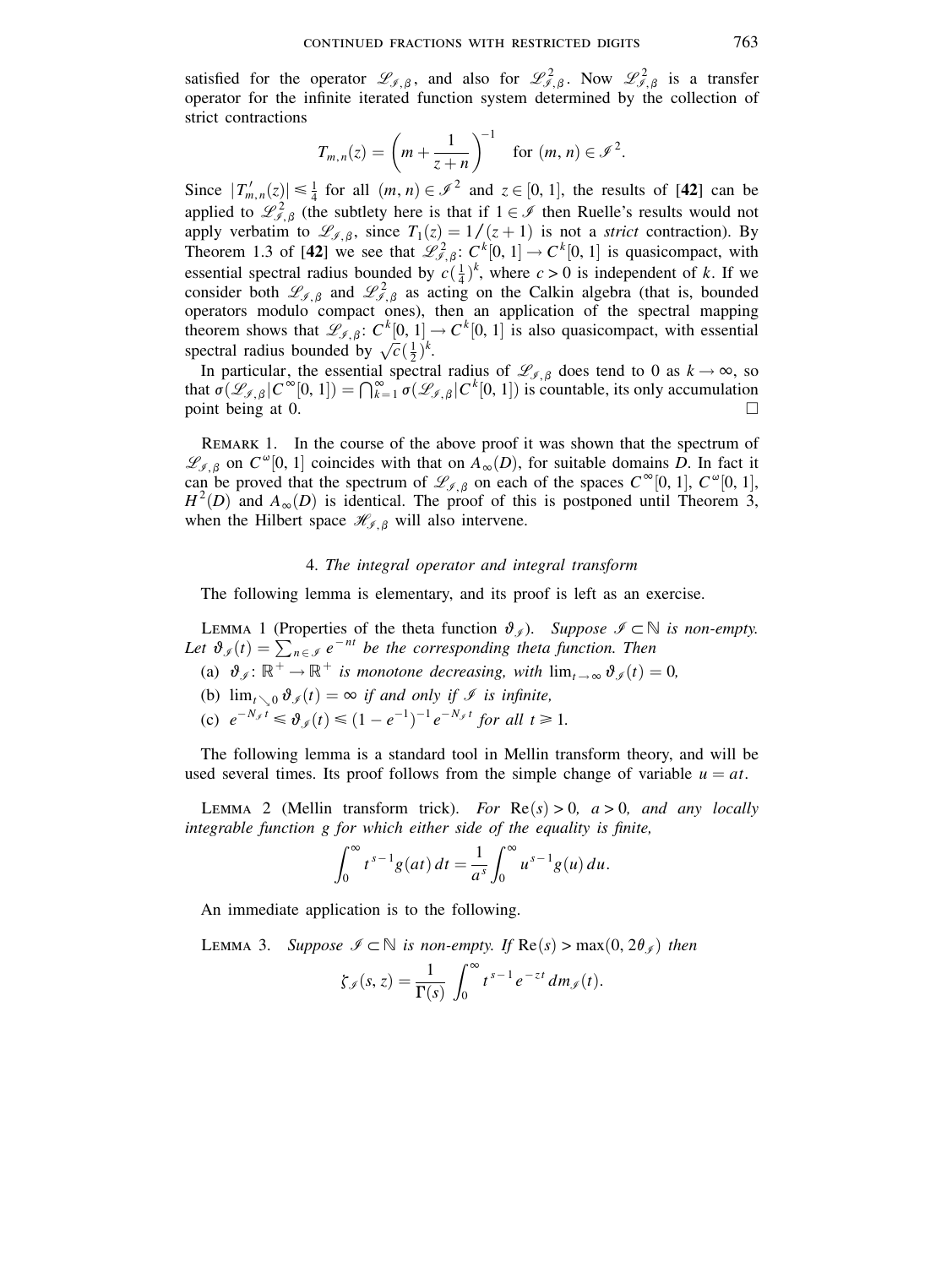satisfied for the operator $\mathscr{L}_{\mathscr{I},\beta}$, and also for $\mathscr{L}^2_{\mathscr{I},\beta}$. Now $\mathscr{L}^2_{\mathscr{I},\beta}$ is a transfer operator for the infinite iterated function system determined by the collection of strict contractions

$$T_{m,n}(z) = \left(m + \frac{1}{z+n}\right)^{-1} \quad \text{for } (m,n) \in \mathscr{I}^2.$$

Since $|T'_{m,n}(z)| \leqslant \frac{1}{4}$ for all $(m,n) \in \mathscr{I}^2$ and $z \in [0,1]$, the results of [**42**] can be applied to $\mathscr{L}^2_{\mathscr{I},\beta}$ (the subtlety here is that if $1 \in \mathscr{I}$ then Ruelle's results would not apply verbatim to $\mathscr{L}_{\mathscr{I},\beta}$, since $T_1(z) = 1/(z+1)$ is not a *strict* contraction). By Theorem 1.3 of [**42**] we see that $\mathscr{L}^2_{\mathscr{I},\beta}\colon C^k[0,1] \to C^k[0,1]$ is quasicompact, with essential spectral radius bounded by $c(\frac{1}{4})^k$, where $c > 0$ is independent of $k$. If we consider both $\mathscr{L}_{\mathscr{I},\beta}$ and $\mathscr{L}^2_{\mathscr{I},\beta}$ as acting on the Calkin algebra (that is, bounded operators modulo compact ones), then an application of the spectral mapping theorem shows that $\mathscr{L}_{\mathscr{I},\beta}\colon C^k[0,1] \to C^k[0,1]$ is also quasicompact, with essential spectral radius bounded by $\sqrt{c}(\frac{1}{2})^k$.

In particular, the essential spectral radius of $\mathscr{L}_{\mathscr{I},\beta}$ does tend to 0 as $k \to \infty$, so that $\sigma(\mathscr{L}_{\mathscr{I},\beta}|C^\infty[0,1]) = \bigcap_{k=1}^\infty \sigma(\mathscr{L}_{\mathscr{I},\beta}|C^k[0,1])$ is countable, its only accumulation point being at 0. $\square$

REMARK 1. In the course of the above proof it was shown that the spectrum of $\mathscr{L}_{\mathscr{I},\beta}$ on $C^\omega[0,1]$ coincides with that on $A_\infty(D)$, for suitable domains $D$. In fact it can be proved that the spectrum of $\mathscr{L}_{\mathscr{I},\beta}$ on each of the spaces $C^\infty[0,1]$, $C^\omega[0,1]$, $H^2(D)$ and $A_\infty(D)$ is identical. The proof of this is postponed until Theorem 3, when the Hilbert space $\mathscr{H}_{\mathscr{I},\beta}$ will also intervene.

### 4. *The integral operator and integral transform*

The following lemma is elementary, and its proof is left as an exercise.

LEMMA 1 (Properties of the theta function $\vartheta_{\mathscr{I}}$). *Suppose $\mathscr{I} \subset \mathbb{N}$ is non-empty. Let $\vartheta_{\mathscr{I}}(t) = \sum_{n\in\mathscr{I}} e^{-nt}$ be the corresponding theta function. Then*

(a) *$\vartheta_{\mathscr{I}}\colon \mathbb{R}^+ \to \mathbb{R}^+$ is monotone decreasing, with $\lim_{t\to\infty} \vartheta_{\mathscr{I}}(t) = 0$,*

(b) *$\lim_{t\searrow 0} \vartheta_{\mathscr{I}}(t) = \infty$ if and only if $\mathscr{I}$ is infinite,*

(c) *$e^{-N_{\mathscr{I}}t} \leqslant \vartheta_{\mathscr{I}}(t) \leqslant (1-e^{-1})^{-1} e^{-N_{\mathscr{I}}t}$ for all $t \geqslant 1$.*

The following lemma is a standard tool in Mellin transform theory, and will be used several times. Its proof follows from the simple change of variable $u = at$.

LEMMA 2 (Mellin transform trick). *For $\operatorname{Re}(s) > 0$, $a > 0$, and any locally integrable function $g$ for which either side of the equality is finite,*

$$\int_0^\infty t^{s-1} g(at)\, dt = \frac{1}{a^s} \int_0^\infty u^{s-1} g(u)\, du.$$

An immediate application is to the following.

LEMMA 3. *Suppose $\mathscr{I} \subset \mathbb{N}$ is non-empty. If $\operatorname{Re}(s) > \max(0, 2\theta_{\mathscr{I}})$ then*

$$\zeta_{\mathscr{I}}(s,z) = \frac{1}{\Gamma(s)} \int_0^\infty t^{s-1} e^{-zt}\, dm_{\mathscr{I}}(t).$$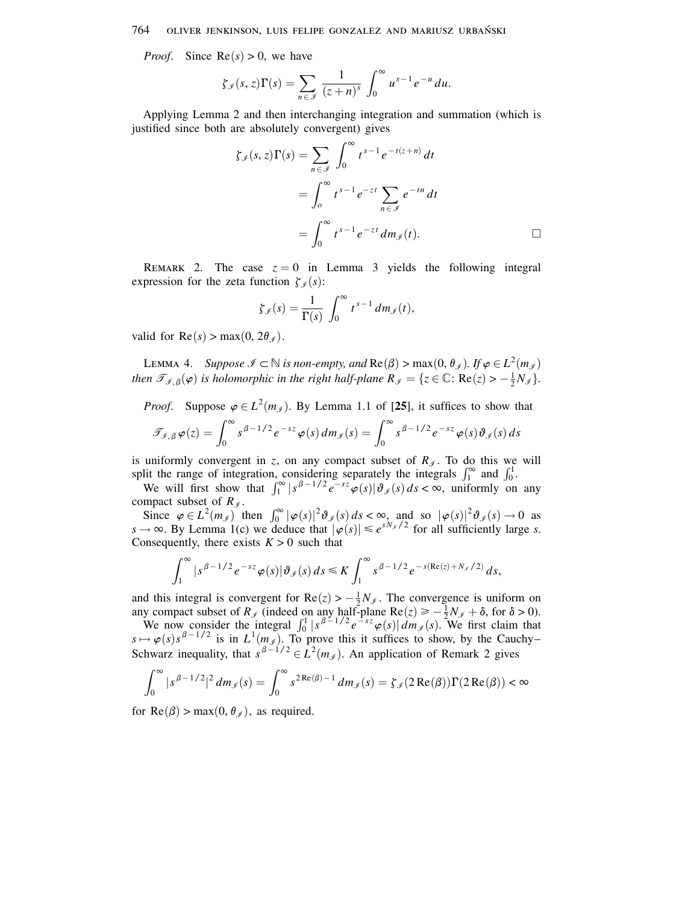*Proof.* Since $\mathrm{Re}(s) > 0$, we have

$$\zeta_{\mathscr{I}}(s,z)\Gamma(s) = \sum_{n \in \mathscr{I}} \frac{1}{(z+n)^s} \int_0^\infty u^{s-1} e^{-u}\, du.$$

Applying Lemma 2 and then interchanging integration and summation (which is justified since both are absolutely convergent) gives

$$\begin{aligned}
\zeta_{\mathscr{I}}(s,z)\Gamma(s) &= \sum_{n \in \mathscr{I}} \int_0^\infty t^{s-1} e^{-t(z+n)}\, dt \\
&= \int_o^\infty t^{s-1} e^{-zt} \sum_{n \in \mathscr{I}} e^{-tn}\, dt \\
&= \int_0^\infty t^{s-1} e^{-zt}\, dm_{\mathscr{I}}(t).
\end{aligned}$$

□

REMARK 2. The case $z = 0$ in Lemma 3 yields the following integral expression for the zeta function $\zeta_{\mathscr{I}}(s)$:

$$\zeta_{\mathscr{I}}(s) = \frac{1}{\Gamma(s)} \int_0^\infty t^{s-1}\, dm_{\mathscr{I}}(t),$$

valid for $\mathrm{Re}(s) > \max(0, 2\theta_{\mathscr{I}})$.

LEMMA 4. *Suppose $\mathscr{I} \subset \mathbb{N}$ is non-empty, and $\mathrm{Re}(\beta) > \max(0, \theta_{\mathscr{I}})$. If $\varphi \in L^2(m_{\mathscr{I}})$ then $\mathscr{T}_{\mathscr{I},\beta}(\varphi)$ is holomorphic in the right half-plane $R_{\mathscr{I}} = \{z \in \mathbb{C}\colon \mathrm{Re}(z) > -\frac{1}{2}N_{\mathscr{I}}\}$.*

*Proof.* Suppose $\varphi \in L^2(m_{\mathscr{I}})$. By Lemma 1.1 of [**25**], it suffices to show that

$$\mathscr{T}_{\mathscr{I},\beta}\varphi(z) = \int_0^\infty s^{\beta-1/2} e^{-sz} \varphi(s)\, dm_{\mathscr{I}}(s) = \int_0^\infty s^{\beta-1/2} e^{-sz} \varphi(s) \vartheta_{\mathscr{I}}(s)\, ds$$

is uniformly convergent in $z$, on any compact subset of $R_{\mathscr{I}}$. To do this we will split the range of integration, considering separately the integrals $\int_1^\infty$ and $\int_0^1$.

We will first show that $\int_1^\infty |s^{\beta-1/2} e^{-sz} \varphi(s)| \vartheta_{\mathscr{I}}(s)\, ds < \infty$, uniformly on any compact subset of $R_{\mathscr{I}}$.

Since $\varphi \in L^2(m_{\mathscr{I}})$ then $\int_0^\infty |\varphi(s)|^2 \vartheta_{\mathscr{I}}(s)\, ds < \infty$, and so $|\varphi(s)|^2 \vartheta_{\mathscr{I}}(s) \to 0$ as $s \to \infty$. By Lemma 1(c) we deduce that $|\varphi(s)| \leqslant e^{sN_{\mathscr{I}}/2}$ for all sufficiently large $s$. Consequently, there exists $K > 0$ such that

$$\int_1^\infty |s^{\beta-1/2} e^{-sz} \varphi(s)| \vartheta_{\mathscr{I}}(s)\, ds \leqslant K \int_1^\infty s^{\beta-1/2} e^{-s(\mathrm{Re}(z)+N_{\mathscr{I}}/2)}\, ds,$$

and this integral is convergent for $\mathrm{Re}(z) > -\frac{1}{2}N_{\mathscr{I}}$. The convergence is uniform on any compact subset of $R_{\mathscr{I}}$ (indeed on any half-plane $\mathrm{Re}(z) \geqslant -\frac{1}{2}N_{\mathscr{I}} + \delta$, for $\delta > 0$).

We now consider the integral $\int_0^1 |s^{\beta-1/2} e^{-sz} \varphi(s)|\, dm_{\mathscr{I}}(s)$. We first claim that $s \mapsto \varphi(s) s^{\beta-1/2}$ is in $L^1(m_{\mathscr{I}})$. To prove this it suffices to show, by the Cauchy–Schwarz inequality, that $s^{\beta-1/2} \in L^2(m_{\mathscr{I}})$. An application of Remark 2 gives

$$\int_0^\infty |s^{\beta-1/2}|^2\, dm_{\mathscr{I}}(s) = \int_0^\infty s^{2\mathrm{Re}(\beta)-1}\, dm_{\mathscr{I}}(s) = \zeta_{\mathscr{I}}(2\,\mathrm{Re}(\beta))\Gamma(2\,\mathrm{Re}(\beta)) < \infty$$

for $\mathrm{Re}(\beta) > \max(0, \theta_{\mathscr{I}})$, as required.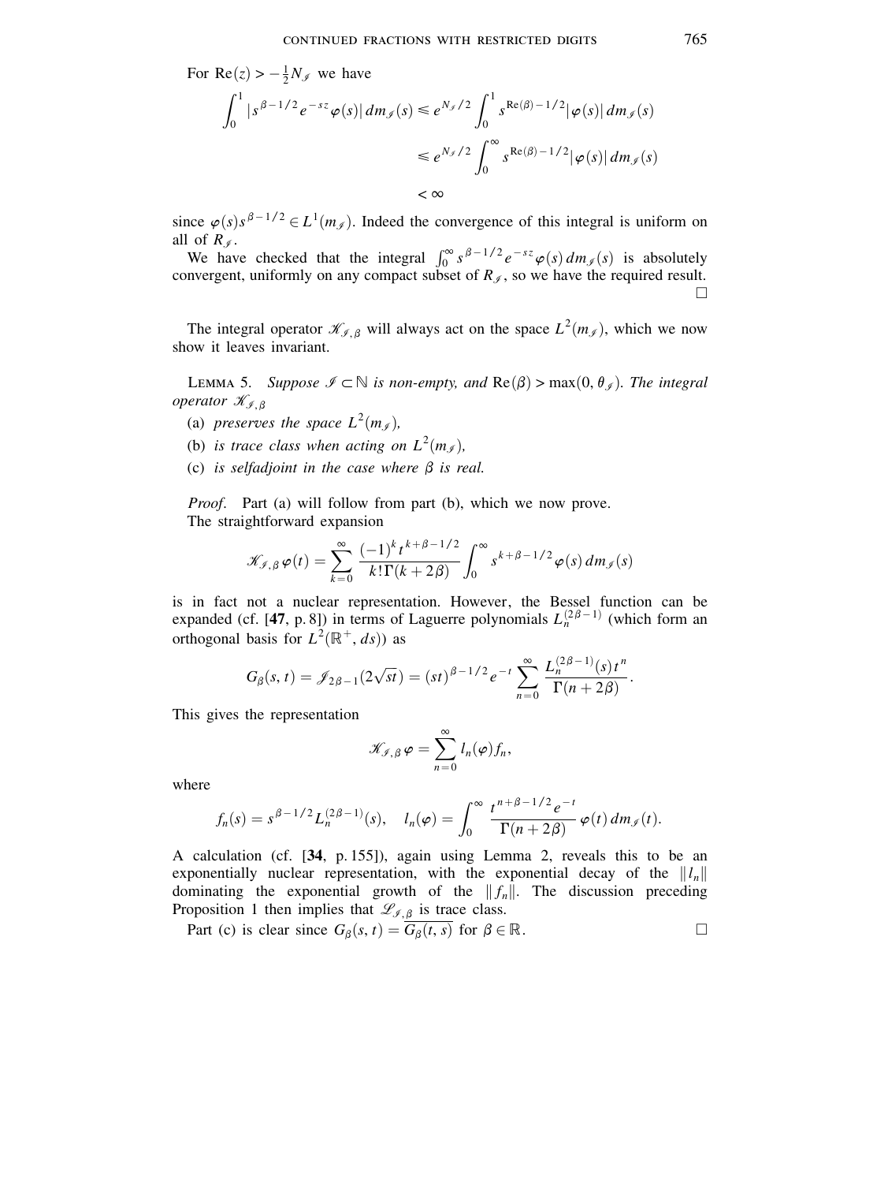For $\mathrm{Re}(z) > -\frac{1}{2}N_{\mathscr{I}}$ we have

$$\int_0^1 |s^{\beta-1/2}e^{-sz}\varphi(s)|\,dm_{\mathscr{I}}(s) \leqslant e^{N_{\mathscr{I}}/2}\int_0^1 s^{\mathrm{Re}(\beta)-1/2}|\varphi(s)|\,dm_{\mathscr{I}}(s)$$

$$\leqslant e^{N_{\mathscr{I}}/2}\int_0^\infty s^{\mathrm{Re}(\beta)-1/2}|\varphi(s)|\,dm_{\mathscr{I}}(s)$$

$$< \infty$$

since $\varphi(s)s^{\beta-1/2} \in L^1(m_{\mathscr{I}})$. Indeed the convergence of this integral is uniform on all of $R_{\mathscr{I}}$.

We have checked that the integral $\int_0^\infty s^{\beta-1/2}e^{-sz}\varphi(s)\,dm_{\mathscr{I}}(s)$ is absolutely convergent, uniformly on any compact subset of $R_{\mathscr{I}}$, so we have the required result. □

The integral operator $\mathscr{K}_{\mathscr{I},\beta}$ will always act on the space $L^2(m_{\mathscr{I}})$, which we now show it leaves invariant.

Lemma 5. *Suppose $\mathscr{I} \subset \mathbb{N}$ is non-empty, and $\mathrm{Re}(\beta) > \max(0, \theta_{\mathscr{I}})$. The integral operator $\mathscr{K}_{\mathscr{I},\beta}$*

(a) *preserves the space $L^2(m_{\mathscr{I}})$,*

(b) *is trace class when acting on $L^2(m_{\mathscr{I}})$,*

(c) *is selfadjoint in the case where $\beta$ is real.*

*Proof.* Part (a) will follow from part (b), which we now prove.

The straightforward expansion

$$\mathscr{K}_{\mathscr{I},\beta}\varphi(t) = \sum_{k=0}^\infty \frac{(-1)^k t^{k+\beta-1/2}}{k!\,\Gamma(k+2\beta)}\int_0^\infty s^{k+\beta-1/2}\varphi(s)\,dm_{\mathscr{I}}(s)$$

is in fact not a nuclear representation. However, the Bessel function can be expanded (cf. [**47**, p. 8]) in terms of Laguerre polynomials $L_n^{(2\beta-1)}$ (which form an orthogonal basis for $L^2(\mathbb{R}^+, ds)$) as

$$G_\beta(s,t) = \mathscr{J}_{2\beta-1}(2\sqrt{st}) = (st)^{\beta-1/2}e^{-t}\sum_{n=0}^\infty \frac{L_n^{(2\beta-1)}(s)t^n}{\Gamma(n+2\beta)}.$$

This gives the representation

$$\mathscr{K}_{\mathscr{I},\beta}\varphi = \sum_{n=0}^\infty l_n(\varphi)f_n,$$

where

$$f_n(s) = s^{\beta-1/2}L_n^{(2\beta-1)}(s), \quad l_n(\varphi) = \int_0^\infty \frac{t^{n+\beta-1/2}e^{-t}}{\Gamma(n+2\beta)}\varphi(t)\,dm_{\mathscr{I}}(t).$$

A calculation (cf. [**34**, p. 155]), again using Lemma 2, reveals this to be an exponentially nuclear representation, with the exponential decay of the $\|l_n\|$ dominating the exponential growth of the $\|f_n\|$. The discussion preceding Proposition 1 then implies that $\mathscr{L}_{\mathscr{I},\beta}$ is trace class.

Part (c) is clear since $G_\beta(s,t) = \overline{G_\beta(t,s)}$ for $\beta \in \mathbb{R}$. □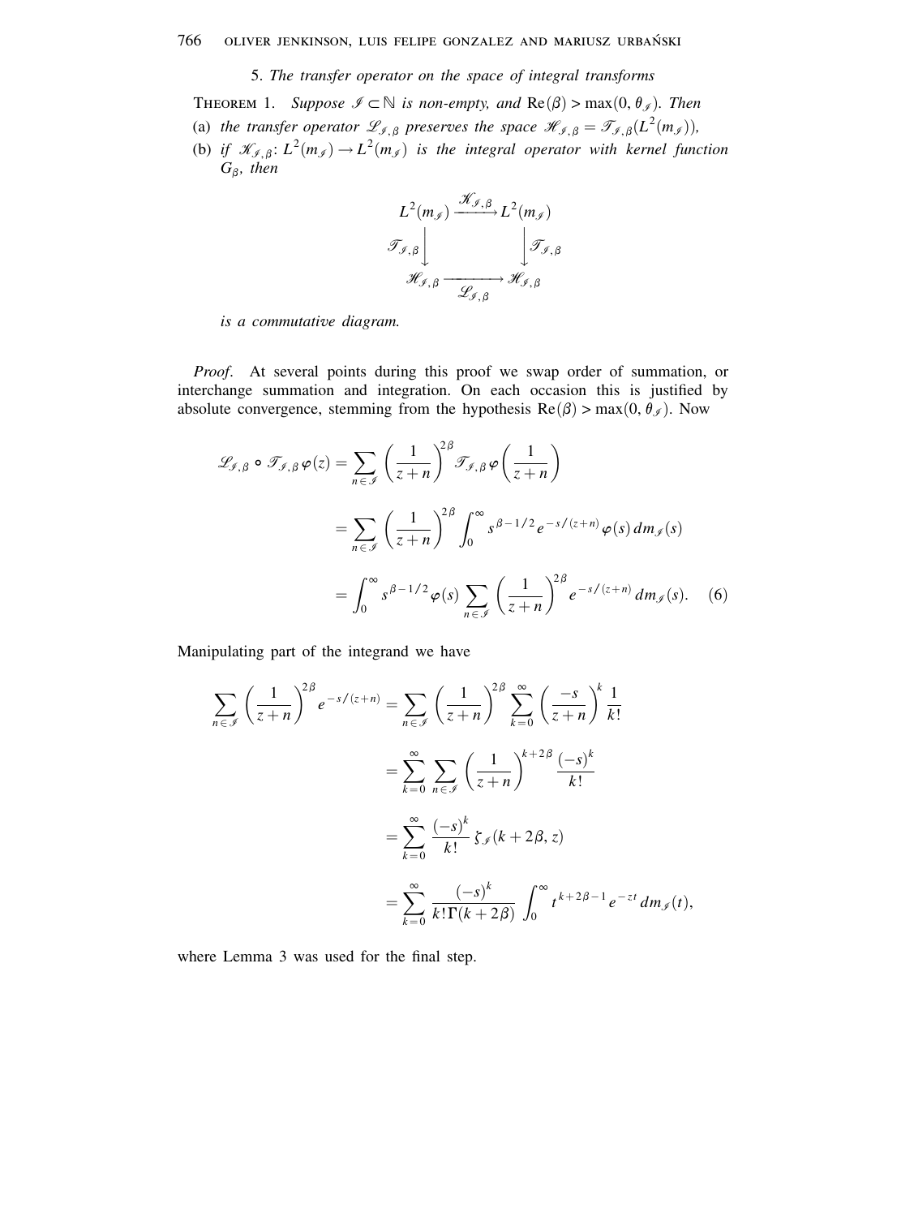## 5. *The transfer operator on the space of integral transforms*

**Theorem 1.** *Suppose $\mathscr{I} \subset \mathbb{N}$ is non-empty, and $\mathrm{Re}(\beta) > \max(0, \theta_{\mathscr{I}})$. Then*

(a) *the transfer operator $\mathscr{L}_{\mathscr{I},\beta}$ preserves the space $\mathscr{H}_{\mathscr{I},\beta} = \mathscr{T}_{\mathscr{I},\beta}(L^2(m_{\mathscr{I}}))$,*

(b) *if $\mathscr{K}_{\mathscr{I},\beta}\colon L^2(m_{\mathscr{I}}) \to L^2(m_{\mathscr{I}})$ is the integral operator with kernel function $G_\beta$, then*

$$\begin{array}{ccc} L^2(m_{\mathscr{I}}) & \xrightarrow{\mathscr{K}_{\mathscr{I},\beta}} & L^2(m_{\mathscr{I}}) \\ {\scriptstyle \mathscr{T}_{\mathscr{I},\beta}}\big\downarrow & & \big\downarrow{\scriptstyle \mathscr{T}_{\mathscr{I},\beta}} \\ \mathscr{H}_{\mathscr{I},\beta} & \xrightarrow[\mathscr{L}_{\mathscr{I},\beta}]{} & \mathscr{H}_{\mathscr{I},\beta} \end{array}$$

*is a commutative diagram.*

*Proof.* At several points during this proof we swap order of summation, or interchange summation and integration. On each occasion this is justified by absolute convergence, stemming from the hypothesis $\mathrm{Re}(\beta) > \max(0, \theta_{\mathscr{I}})$. Now

$$\begin{aligned} \mathscr{L}_{\mathscr{I},\beta} \circ \mathscr{T}_{\mathscr{I},\beta}\varphi(z) &= \sum_{n\in\mathscr{I}} \left(\frac{1}{z+n}\right)^{2\beta} \mathscr{T}_{\mathscr{I},\beta}\varphi\left(\frac{1}{z+n}\right) \\ &= \sum_{n\in\mathscr{I}} \left(\frac{1}{z+n}\right)^{2\beta} \int_0^\infty s^{\beta-1/2} e^{-s/(z+n)} \varphi(s)\, dm_{\mathscr{I}}(s) \\ &= \int_0^\infty s^{\beta-1/2} \varphi(s) \sum_{n\in\mathscr{I}} \left(\frac{1}{z+n}\right)^{2\beta} e^{-s/(z+n)}\, dm_{\mathscr{I}}(s). \qquad (6) \end{aligned}$$

Manipulating part of the integrand we have

$$\begin{aligned} \sum_{n\in\mathscr{I}} \left(\frac{1}{z+n}\right)^{2\beta} e^{-s/(z+n)} &= \sum_{n\in\mathscr{I}} \left(\frac{1}{z+n}\right)^{2\beta} \sum_{k=0}^\infty \left(\frac{-s}{z+n}\right)^k \frac{1}{k!} \\ &= \sum_{k=0}^\infty \sum_{n\in\mathscr{I}} \left(\frac{1}{z+n}\right)^{k+2\beta} \frac{(-s)^k}{k!} \\ &= \sum_{k=0}^\infty \frac{(-s)^k}{k!}\, \zeta_{\mathscr{I}}(k+2\beta, z) \\ &= \sum_{k=0}^\infty \frac{(-s)^k}{k!\,\Gamma(k+2\beta)} \int_0^\infty t^{k+2\beta-1} e^{-zt}\, dm_{\mathscr{I}}(t), \end{aligned}$$

where Lemma 3 was used for the final step.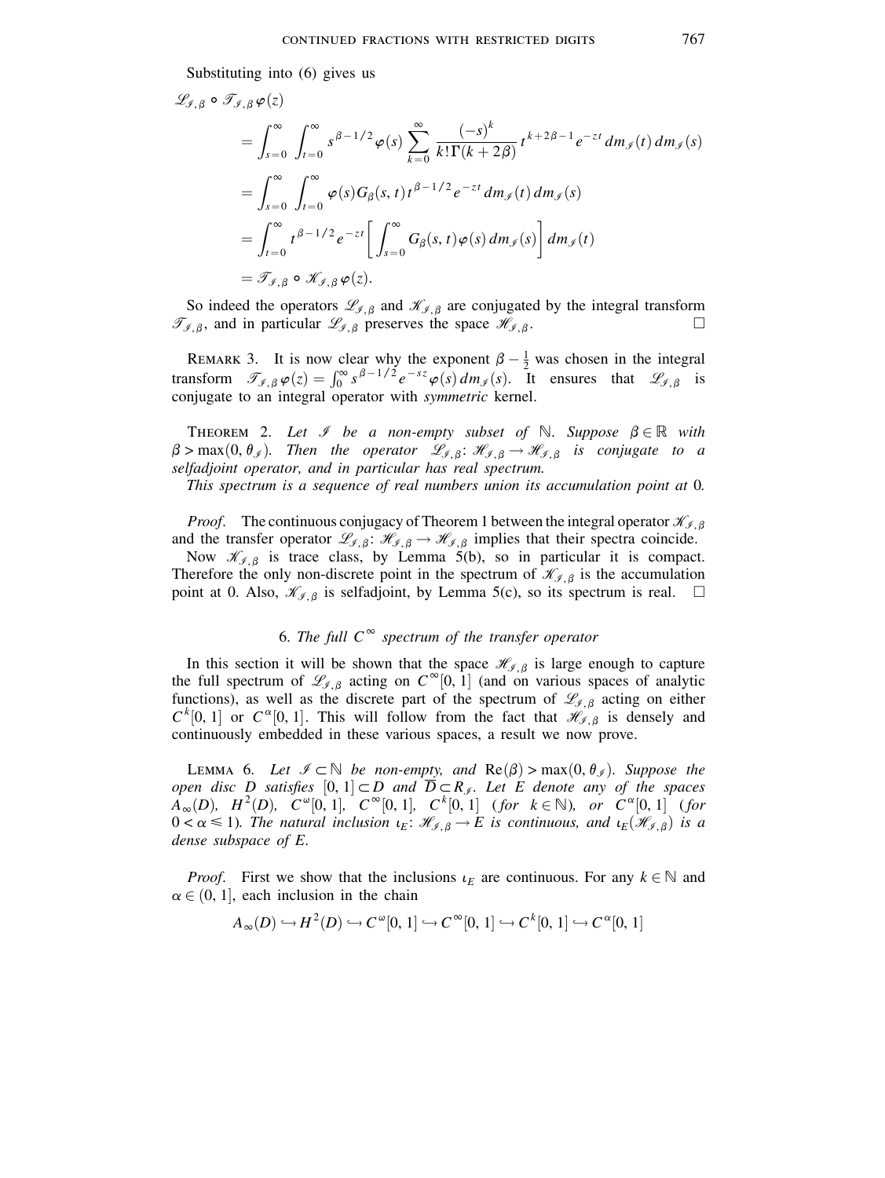Substituting into (6) gives us

$$
\begin{aligned}
\mathscr{L}_{\mathscr{I},\beta} \circ \mathscr{T}_{\mathscr{I},\beta}\varphi(z)
&= \int_{s=0}^{\infty} \int_{t=0}^{\infty} s^{\beta-1/2}\varphi(s) \sum_{k=0}^{\infty} \frac{(-s)^k}{k!\,\Gamma(k+2\beta)} t^{k+2\beta-1} e^{-zt}\, dm_{\mathscr{I}}(t)\, dm_{\mathscr{I}}(s) \\
&= \int_{s=0}^{\infty} \int_{t=0}^{\infty} \varphi(s) G_\beta(s,t) t^{\beta-1/2} e^{-zt}\, dm_{\mathscr{I}}(t)\, dm_{\mathscr{I}}(s) \\
&= \int_{t=0}^{\infty} t^{\beta-1/2} e^{-zt} \left[ \int_{s=0}^{\infty} G_\beta(s,t)\varphi(s)\, dm_{\mathscr{I}}(s) \right] dm_{\mathscr{I}}(t) \\
&= \mathscr{T}_{\mathscr{I},\beta} \circ \mathscr{K}_{\mathscr{I},\beta}\varphi(z).
\end{aligned}
$$

So indeed the operators $\mathscr{L}_{\mathscr{I},\beta}$ and $\mathscr{K}_{\mathscr{I},\beta}$ are conjugated by the integral transform $\mathscr{T}_{\mathscr{I},\beta}$, and in particular $\mathscr{L}_{\mathscr{I},\beta}$ preserves the space $\mathscr{H}_{\mathscr{I},\beta}$. □

REMARK 3. It is now clear why the exponent $\beta - \frac{1}{2}$ was chosen in the integral transform $\mathscr{T}_{\mathscr{I},\beta}\varphi(z) = \int_0^\infty s^{\beta-1/2} e^{-sz}\varphi(s)\, dm_{\mathscr{I}}(s)$. It ensures that $\mathscr{L}_{\mathscr{I},\beta}$ is conjugate to an integral operator with *symmetric* kernel.

THEOREM 2. *Let $\mathscr{I}$ be a non-empty subset of $\mathbb{N}$. Suppose $\beta \in \mathbb{R}$ with $\beta > \max(0, \theta_{\mathscr{I}})$. Then the operator $\mathscr{L}_{\mathscr{I},\beta}\colon \mathscr{H}_{\mathscr{I},\beta} \to \mathscr{H}_{\mathscr{I},\beta}$ is conjugate to a selfadjoint operator, and in particular has real spectrum.*

*This spectrum is a sequence of real numbers union its accumulation point at* 0.

*Proof*. The continuous conjugacy of Theorem 1 between the integral operator $\mathscr{K}_{\mathscr{I},\beta}$ and the transfer operator $\mathscr{L}_{\mathscr{I},\beta}\colon \mathscr{H}_{\mathscr{I},\beta} \to \mathscr{H}_{\mathscr{I},\beta}$ implies that their spectra coincide.

Now $\mathscr{K}_{\mathscr{I},\beta}$ is trace class, by Lemma 5(b), so in particular it is compact. Therefore the only non-discrete point in the spectrum of $\mathscr{K}_{\mathscr{I},\beta}$ is the accumulation point at 0. Also, $\mathscr{K}_{\mathscr{I},\beta}$ is selfadjoint, by Lemma 5(c), so its spectrum is real. □

## 6. *The full $C^\infty$ spectrum of the transfer operator*

In this section it will be shown that the space $\mathscr{H}_{\mathscr{I},\beta}$ is large enough to capture the full spectrum of $\mathscr{L}_{\mathscr{I},\beta}$ acting on $C^\infty[0,1]$ (and on various spaces of analytic functions), as well as the discrete part of the spectrum of $\mathscr{L}_{\mathscr{I},\beta}$ acting on either $C^k[0,1]$ or $C^\alpha[0,1]$. This will follow from the fact that $\mathscr{H}_{\mathscr{I},\beta}$ is densely and continuously embedded in these various spaces, a result we now prove.

LEMMA 6. *Let $\mathscr{I} \subset \mathbb{N}$ be non-empty, and $\mathrm{Re}(\beta) > \max(0, \theta_{\mathscr{I}})$. Suppose the open disc $D$ satisfies $[0,1] \subset D$ and $\overline{D} \subset R_{\mathscr{I}}$. Let $E$ denote any of the spaces $A_\infty(D)$, $H^2(D)$, $C^\omega[0,1]$, $C^\infty[0,1]$, $C^k[0,1]$ (for $k \in \mathbb{N}$), or $C^\alpha[0,1]$ (for $0 < \alpha \leqslant 1$). The natural inclusion $\iota_E\colon \mathscr{H}_{\mathscr{I},\beta} \to E$ is continuous, and $\iota_E(\mathscr{H}_{\mathscr{I},\beta})$ is a dense subspace of $E$.*

*Proof*. First we show that the inclusions $\iota_E$ are continuous. For any $k \in \mathbb{N}$ and $\alpha \in (0,1]$, each inclusion in the chain

$$
A_\infty(D) \hookrightarrow H^2(D) \hookrightarrow C^\omega[0,1] \hookrightarrow C^\infty[0,1] \hookrightarrow C^k[0,1] \hookrightarrow C^\alpha[0,1]
$$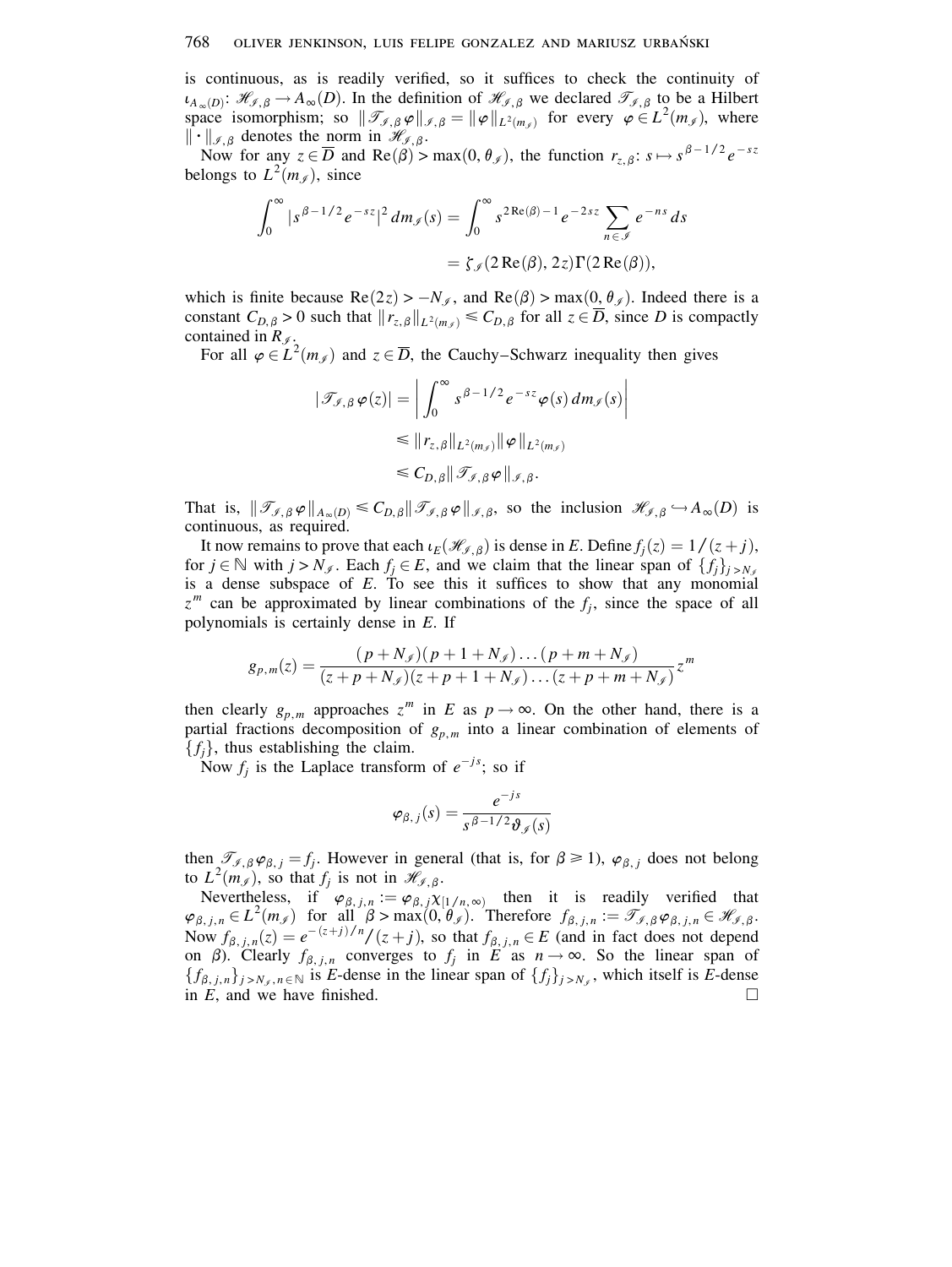is continuous, as is readily verified, so it suffices to check the continuity of $\iota_{A_\infty(D)}: \mathscr{H}_{\mathscr{I},\beta} \to A_\infty(D)$. In the definition of $\mathscr{H}_{\mathscr{I},\beta}$ we declared $\mathscr{T}_{\mathscr{I},\beta}$ to be a Hilbert space isomorphism; so $\|\mathscr{T}_{\mathscr{I},\beta}\varphi\|_{\mathscr{I},\beta} = \|\varphi\|_{L^2(m_{\mathscr{I}})}$ for every $\varphi \in L^2(m_{\mathscr{I}})$, where $\|\cdot\|_{\mathscr{I},\beta}$ denotes the norm in $\mathscr{H}_{\mathscr{I},\beta}$.

Now for any $z \in \overline{D}$ and $\mathrm{Re}(\beta) > \max(0, \theta_{\mathscr{I}})$, the function $r_{z,\beta}: s \mapsto s^{\beta-1/2}e^{-sz}$ belongs to $L^2(m_{\mathscr{I}})$, since

$$\int_0^\infty |s^{\beta-1/2}e^{-sz}|^2\,dm_{\mathscr{I}}(s) = \int_0^\infty s^{2\mathrm{Re}(\beta)-1}e^{-2sz}\sum_{n\in\mathscr{I}} e^{-ns}\,ds$$
$$= \zeta_{\mathscr{I}}(2\,\mathrm{Re}(\beta), 2z)\Gamma(2\,\mathrm{Re}(\beta)),$$

which is finite because $\mathrm{Re}(2z) > -N_{\mathscr{I}}$, and $\mathrm{Re}(\beta) > \max(0, \theta_{\mathscr{I}})$. Indeed there is a constant $C_{D,\beta} > 0$ such that $\|r_{z,\beta}\|_{L^2(m_{\mathscr{I}})} \leqslant C_{D,\beta}$ for all $z \in \overline{D}$, since $D$ is compactly contained in $R_{\mathscr{I}}$.

For all $\varphi \in L^2(m_{\mathscr{I}})$ and $z \in \overline{D}$, the Cauchy–Schwarz inequality then gives

$$|\mathscr{T}_{\mathscr{I},\beta}\varphi(z)| = \left|\int_0^\infty s^{\beta-1/2}e^{-sz}\varphi(s)\,dm_{\mathscr{I}}(s)\right|$$
$$\leqslant \|r_{z,\beta}\|_{L^2(m_{\mathscr{I}})}\|\varphi\|_{L^2(m_{\mathscr{I}})}$$
$$\leqslant C_{D,\beta}\|\mathscr{T}_{\mathscr{I},\beta}\varphi\|_{\mathscr{I},\beta}.$$

That is, $\|\mathscr{T}_{\mathscr{I},\beta}\varphi\|_{A_\infty(D)} \leqslant C_{D,\beta}\|\mathscr{T}_{\mathscr{I},\beta}\varphi\|_{\mathscr{I},\beta}$, so the inclusion $\mathscr{H}_{\mathscr{I},\beta} \hookrightarrow A_\infty(D)$ is continuous, as required.

It now remains to prove that each $\iota_E(\mathscr{H}_{\mathscr{I},\beta})$ is dense in $E$. Define $f_j(z) = 1/(z+j)$, for $j \in \mathbb{N}$ with $j > N_{\mathscr{I}}$. Each $f_j \in E$, and we claim that the linear span of $\{f_j\}_{j>N_{\mathscr{I}}}$ is a dense subspace of $E$. To see this it suffices to show that any monomial $z^m$ can be approximated by linear combinations of the $f_j$, since the space of all polynomials is certainly dense in $E$. If

$$g_{p,m}(z) = \frac{(p+N_{\mathscr{I}})(p+1+N_{\mathscr{I}})\dots(p+m+N_{\mathscr{I}})}{(z+p+N_{\mathscr{I}})(z+p+1+N_{\mathscr{I}})\dots(z+p+m+N_{\mathscr{I}})}z^m$$

then clearly $g_{p,m}$ approaches $z^m$ in $E$ as $p \to \infty$. On the other hand, there is a partial fractions decomposition of $g_{p,m}$ into a linear combination of elements of $\{f_j\}$, thus establishing the claim.

Now $f_j$ is the Laplace transform of $e^{-js}$; so if

$$\varphi_{\beta,j}(s) = \frac{e^{-js}}{s^{\beta-1/2}\vartheta_{\mathscr{I}}(s)}$$

then $\mathscr{T}_{\mathscr{I},\beta}\varphi_{\beta,j} = f_j$. However in general (that is, for $\beta \geqslant 1$), $\varphi_{\beta,j}$ does not belong to $L^2(m_{\mathscr{I}})$, so that $f_j$ is not in $\mathscr{H}_{\mathscr{I},\beta}$.

Nevertheless, if $\varphi_{\beta,j,n} := \varphi_{\beta,j}\chi_{[1/n,\infty)}$ then it is readily verified that $\varphi_{\beta,j,n} \in L^2(m_{\mathscr{I}})$ for all $\beta > \max(0, \theta_{\mathscr{I}})$. Therefore $f_{\beta,j,n} := \mathscr{T}_{\mathscr{I},\beta}\varphi_{\beta,j,n} \in \mathscr{H}_{\mathscr{I},\beta}$. Now $f_{\beta,j,n}(z) = e^{-(z+j)/n}/(z+j)$, so that $f_{\beta,j,n} \in E$ (and in fact does not depend on $\beta$). Clearly $f_{\beta,j,n}$ converges to $f_j$ in $E$ as $n \to \infty$. So the linear span of $\{f_{\beta,j,n}\}_{j>N_{\mathscr{I}},n\in\mathbb{N}}$ is $E$-dense in the linear span of $\{f_j\}_{j>N_{\mathscr{I}}}$, which itself is $E$-dense in $E$, and we have finished. $\square$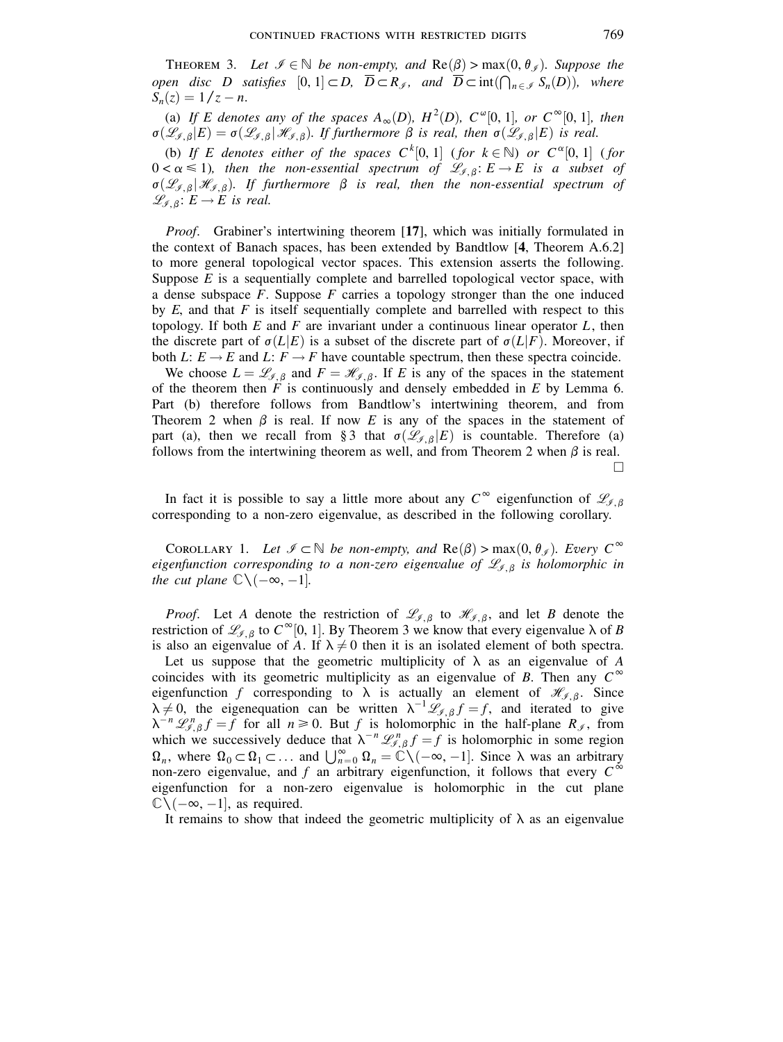**Theorem 3.** *Let $\mathcal{I} \in \mathbb{N}$ be non-empty, and $\operatorname{Re}(\beta) > \max(0, \theta_{\mathcal{I}})$. Suppose the open disc $D$ satisfies $[0,1] \subset D$, $\overline{D} \subset R_{\mathcal{I}}$, and $\overline{D} \subset \operatorname{int}(\bigcap_{n \in \mathcal{I}} S_n(D))$, where $S_n(z) = 1/z - n$.*

(a) *If $E$ denotes any of the spaces $A_\infty(D)$, $H^2(D)$, $C^\omega[0,1]$, or $C^\infty[0,1]$, then $\sigma(\mathscr{L}_{\mathcal{I},\beta}|E) = \sigma(\mathscr{L}_{\mathcal{I},\beta}|\mathscr{H}_{\mathcal{I},\beta})$. If furthermore $\beta$ is real, then $\sigma(\mathscr{L}_{\mathcal{I},\beta}|E)$ is real.*

(b) *If $E$ denotes either of the spaces $C^k[0,1]$ (for $k \in \mathbb{N}$) or $C^\alpha[0,1]$ (for $0 < \alpha \leqslant 1$), then the non-essential spectrum of $\mathscr{L}_{\mathcal{I},\beta}: E \to E$ is a subset of $\sigma(\mathscr{L}_{\mathcal{I},\beta}|\mathscr{H}_{\mathcal{I},\beta})$. If furthermore $\beta$ is real, then the non-essential spectrum of $\mathscr{L}_{\mathcal{I},\beta}: E \to E$ is real.*

*Proof.* Grabiner's intertwining theorem [17], which was initially formulated in the context of Banach spaces, has been extended by Bandtlow [4, Theorem A.6.2] to more general topological vector spaces. This extension asserts the following. Suppose $E$ is a sequentially complete and barrelled topological vector space, with a dense subspace $F$. Suppose $F$ carries a topology stronger than the one induced by $E$, and that $F$ is itself sequentially complete and barrelled with respect to this topology. If both $E$ and $F$ are invariant under a continuous linear operator $L$, then the discrete part of $\sigma(L|E)$ is a subset of the discrete part of $\sigma(L|F)$. Moreover, if both $L: E \to E$ and $L: F \to F$ have countable spectrum, then these spectra coincide.

We choose $L = \mathscr{L}_{\mathcal{I},\beta}$ and $F = \mathscr{H}_{\mathcal{I},\beta}$. If $E$ is any of the spaces in the statement of the theorem then $F$ is continuously and densely embedded in $E$ by Lemma 6. Part (b) therefore follows from Bandtlow's intertwining theorem, and from Theorem 2 when $\beta$ is real. If now $E$ is any of the spaces in the statement of part (a), then we recall from § 3 that $\sigma(\mathscr{L}_{\mathcal{I},\beta}|E)$ is countable. Therefore (a) follows from the intertwining theorem as well, and from Theorem 2 when $\beta$ is real. $\square$

In fact it is possible to say a little more about any $C^\infty$ eigenfunction of $\mathscr{L}_{\mathcal{I},\beta}$ corresponding to a non-zero eigenvalue, as described in the following corollary.

**Corollary 1.** *Let $\mathcal{I} \subset \mathbb{N}$ be non-empty, and $\operatorname{Re}(\beta) > \max(0, \theta_{\mathcal{I}})$. Every $C^\infty$ eigenfunction corresponding to a non-zero eigenvalue of $\mathscr{L}_{\mathcal{I},\beta}$ is holomorphic in the cut plane $\mathbb{C}\backslash(-\infty, -1]$.*

*Proof.* Let $A$ denote the restriction of $\mathscr{L}_{\mathcal{I},\beta}$ to $\mathscr{H}_{\mathcal{I},\beta}$, and let $B$ denote the restriction of $\mathscr{L}_{\mathcal{I},\beta}$ to $C^\infty[0,1]$. By Theorem 3 we know that every eigenvalue $\lambda$ of $B$ is also an eigenvalue of $A$. If $\lambda \neq 0$ then it is an isolated element of both spectra.

Let us suppose that the geometric multiplicity of $\lambda$ as an eigenvalue of $A$ coincides with its geometric multiplicity as an eigenvalue of $B$. Then any $C^\infty$ eigenfunction $f$ corresponding to $\lambda$ is actually an element of $\mathscr{H}_{\mathcal{I},\beta}$. Since $\lambda \neq 0$, the eigenequation can be written $\lambda^{-1}\mathscr{L}_{\mathcal{I},\beta} f = f$, and iterated to give $\lambda^{-n}\mathscr{L}_{\mathcal{I},\beta}^n f = f$ for all $n \geqslant 0$. But $f$ is holomorphic in the half-plane $R_{\mathcal{I}}$, from which we successively deduce that $\lambda^{-n}\mathscr{L}_{\mathcal{I},\beta}^n f = f$ is holomorphic in some region $\Omega_n$, where $\Omega_0 \subset \Omega_1 \subset \ldots$ and $\bigcup_{n=0}^\infty \Omega_n = \mathbb{C}\backslash(-\infty, -1]$. Since $\lambda$ was an arbitrary non-zero eigenvalue, and $f$ an arbitrary eigenfunction, it follows that every $C^\infty$ eigenfunction for a non-zero eigenvalue is holomorphic in the cut plane $\mathbb{C}\backslash(-\infty, -1]$, as required.

It remains to show that indeed the geometric multiplicity of $\lambda$ as an eigenvalue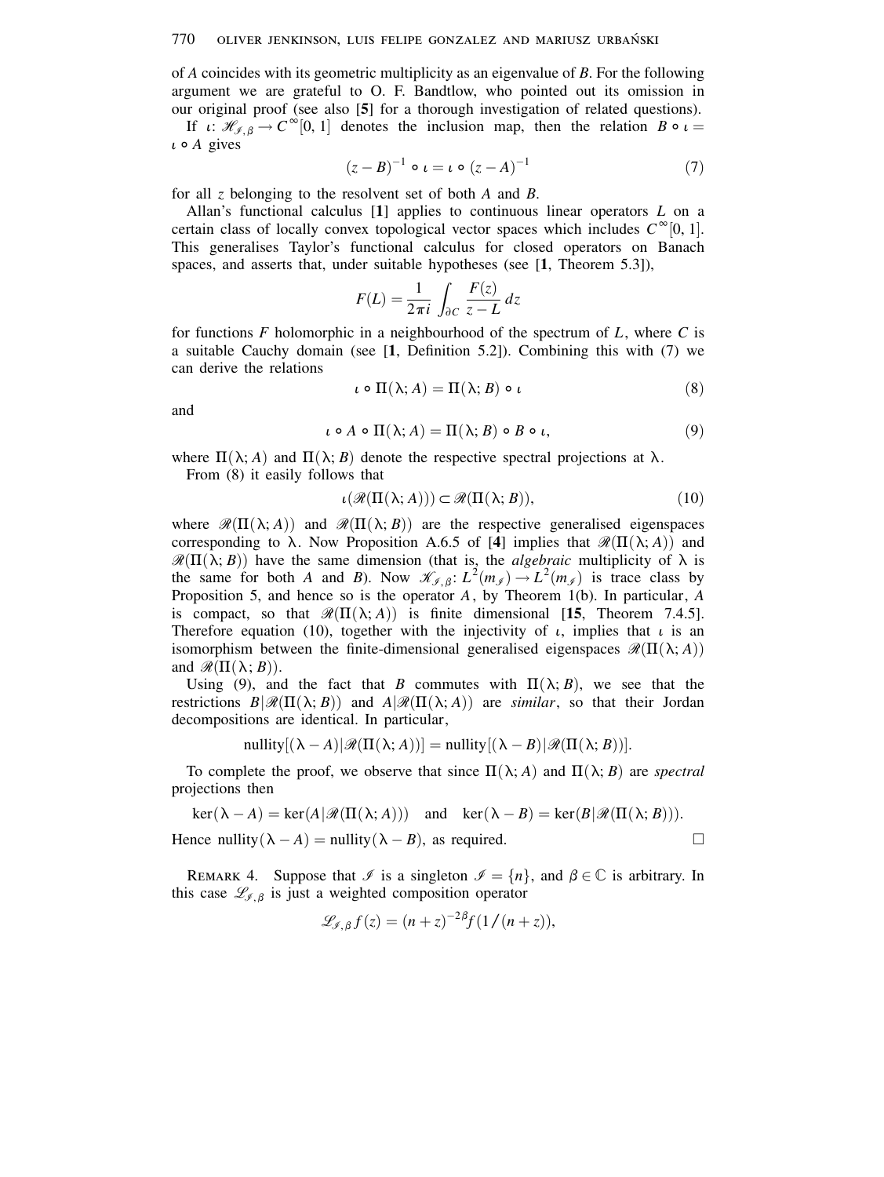of $A$ coincides with its geometric multiplicity as an eigenvalue of $B$. For the following argument we are grateful to O. F. Bandtlow, who pointed out its omission in our original proof (see also [**5**] for a thorough investigation of related questions).

If $\iota: \mathcal{H}_{\mathcal{I},\beta} \to C^\infty[0,1]$ denotes the inclusion map, then the relation $B \circ \iota = \iota \circ A$ gives

$$(z-B)^{-1} \circ \iota = \iota \circ (z-A)^{-1} \tag{7}$$

for all $z$ belonging to the resolvent set of both $A$ and $B$.

Allan's functional calculus [**1**] applies to continuous linear operators $L$ on a certain class of locally convex topological vector spaces which includes $C^\infty[0,1]$. This generalises Taylor's functional calculus for closed operators on Banach spaces, and asserts that, under suitable hypotheses (see [**1**, Theorem 5.3]),

$$F(L) = \frac{1}{2\pi i} \int_{\partial C} \frac{F(z)}{z-L}\, dz$$

for functions $F$ holomorphic in a neighbourhood of the spectrum of $L$, where $C$ is a suitable Cauchy domain (see [**1**, Definition 5.2]). Combining this with (7) we can derive the relations

$$\iota \circ \Pi(\lambda; A) = \Pi(\lambda; B) \circ \iota \tag{8}$$

and

$$\iota \circ A \circ \Pi(\lambda; A) = \Pi(\lambda; B) \circ B \circ \iota, \tag{9}$$

where $\Pi(\lambda; A)$ and $\Pi(\lambda; B)$ denote the respective spectral projections at $\lambda$.

From (8) it easily follows that

$$\iota(\mathcal{R}(\Pi(\lambda; A))) \subset \mathcal{R}(\Pi(\lambda; B)), \tag{10}$$

where $\mathcal{R}(\Pi(\lambda; A))$ and $\mathcal{R}(\Pi(\lambda; B))$ are the respective generalised eigenspaces corresponding to $\lambda$. Now Proposition A.6.5 of [**4**] implies that $\mathcal{R}(\Pi(\lambda; A))$ and $\mathcal{R}(\Pi(\lambda; B))$ have the same dimension (that is, the *algebraic* multiplicity of $\lambda$ is the same for both $A$ and $B$). Now $\mathcal{K}_{\mathcal{I},\beta}: L^2(m_\mathcal{I}) \to L^2(m_\mathcal{I})$ is trace class by Proposition 5, and hence so is the operator $A$, by Theorem 1(b). In particular, $A$ is compact, so that $\mathcal{R}(\Pi(\lambda; A))$ is finite dimensional [**15**, Theorem 7.4.5]. Therefore equation (10), together with the injectivity of $\iota$, implies that $\iota$ is an isomorphism between the finite-dimensional generalised eigenspaces $\mathcal{R}(\Pi(\lambda; A))$ and $\mathcal{R}(\Pi(\lambda; B))$.

Using (9), and the fact that $B$ commutes with $\Pi(\lambda; B)$, we see that the restrictions $B|\mathcal{R}(\Pi(\lambda; B))$ and $A|\mathcal{R}(\Pi(\lambda; A))$ are *similar*, so that their Jordan decompositions are identical. In particular,

$$\text{nullity}[(\lambda - A)|\mathcal{R}(\Pi(\lambda; A))] = \text{nullity}[(\lambda - B)|\mathcal{R}(\Pi(\lambda; B))].$$

To complete the proof, we observe that since $\Pi(\lambda; A)$ and $\Pi(\lambda; B)$ are *spectral* projections then

$$\ker(\lambda - A) = \ker(A|\mathcal{R}(\Pi(\lambda; A))) \quad \text{and} \quad \ker(\lambda - B) = \ker(B|\mathcal{R}(\Pi(\lambda; B))).$$

Hence $\text{nullity}(\lambda - A) = \text{nullity}(\lambda - B)$, as required. □

REMARK 4. Suppose that $\mathcal{I}$ is a singleton $\mathcal{I} = \{n\}$, and $\beta \in \mathbb{C}$ is arbitrary. In this case $\mathcal{L}_{\mathcal{I},\beta}$ is just a weighted composition operator

$$\mathcal{L}_{\mathcal{I},\beta} f(z) = (n+z)^{-2\beta} f(1/(n+z)),$$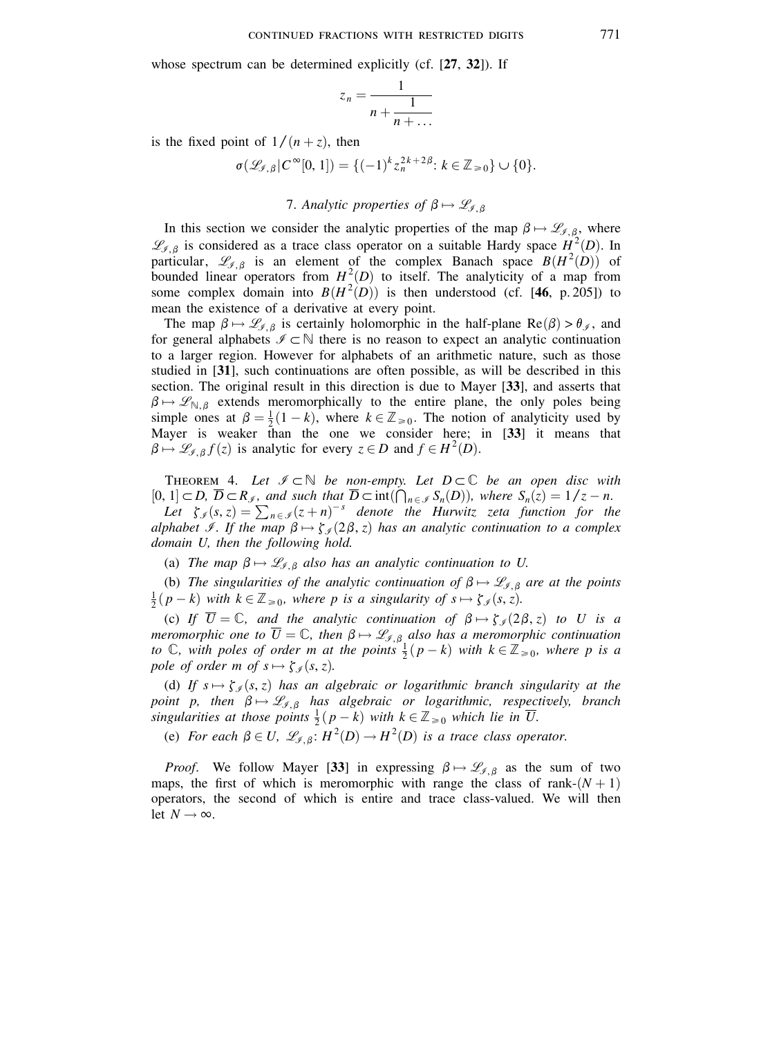whose spectrum can be determined explicitly (cf. [**27**, **32**]). If

$$z_n = \cfrac{1}{n + \cfrac{1}{n + \dots}}$$

is the fixed point of $1/(n+z)$, then

$$\sigma(\mathscr{L}_{\mathscr{I},\beta}|C^\infty[0,1]) = \{(-1)^k z_n^{2k+2\beta} : k \in \mathbb{Z}_{\geqslant 0}\} \cup \{0\}.$$

## 7. *Analytic properties of* $\beta \mapsto \mathscr{L}_{\mathscr{I},\beta}$

In this section we consider the analytic properties of the map $\beta \mapsto \mathscr{L}_{\mathscr{I},\beta}$, where $\mathscr{L}_{\mathscr{I},\beta}$ is considered as a trace class operator on a suitable Hardy space $H^2(D)$. In particular, $\mathscr{L}_{\mathscr{I},\beta}$ is an element of the complex Banach space $B(H^2(D))$ of bounded linear operators from $H^2(D)$ to itself. The analyticity of a map from some complex domain into $B(H^2(D))$ is then understood (cf. [**46**, p. 205]) to mean the existence of a derivative at every point.

The map $\beta \mapsto \mathscr{L}_{\mathscr{I},\beta}$ is certainly holomorphic in the half-plane $\mathrm{Re}(\beta) > \theta_{\mathscr{I}}$, and for general alphabets $\mathscr{I} \subset \mathbb{N}$ there is no reason to expect an analytic continuation to a larger region. However for alphabets of an arithmetic nature, such as those studied in [**31**], such continuations are often possible, as will be described in this section. The original result in this direction is due to Mayer [**33**], and asserts that $\beta \mapsto \mathscr{L}_{\mathbb{N},\beta}$ extends meromorphically to the entire plane, the only poles being simple ones at $\beta = \frac{1}{2}(1-k)$, where $k \in \mathbb{Z}_{\geqslant 0}$. The notion of analyticity used by Mayer is weaker than the one we consider here; in [**33**] it means that $\beta \mapsto \mathscr{L}_{\mathscr{I},\beta} f(z)$ is analytic for every $z \in D$ and $f \in H^2(D)$.

THEOREM 4. *Let* $\mathscr{I} \subset \mathbb{N}$ *be non-empty. Let* $D \subset \mathbb{C}$ *be an open disc with* $[0,1] \subset D$, $\overline{D} \subset R_{\mathscr{I}}$, *and such that* $\overline{D} \subset \mathrm{int}(\bigcap_{n\in\mathscr{I}} S_n(D))$, *where* $S_n(z) = 1/z - n$.

*Let* $\zeta_{\mathscr{I}}(s,z) = \sum_{n\in\mathscr{I}} (z+n)^{-s}$ *denote the Hurwitz zeta function for the alphabet* $\mathscr{I}$. *If the map* $\beta \mapsto \zeta_{\mathscr{I}}(2\beta, z)$ *has an analytic continuation to a complex domain* $U$, *then the following hold.*

(a) *The map* $\beta \mapsto \mathscr{L}_{\mathscr{I},\beta}$ *also has an analytic continuation to* $U$.

(b) *The singularities of the analytic continuation of* $\beta \mapsto \mathscr{L}_{\mathscr{I},\beta}$ *are at the points* $\frac{1}{2}(p-k)$ *with* $k \in \mathbb{Z}_{\geqslant 0}$, *where* $p$ *is a singularity of* $s \mapsto \zeta_{\mathscr{I}}(s,z)$.

(c) *If* $\overline{U} = \mathbb{C}$, *and the analytic continuation of* $\beta \mapsto \zeta_{\mathscr{I}}(2\beta, z)$ *to* $U$ *is a meromorphic one to* $\overline{U} = \mathbb{C}$, *then* $\beta \mapsto \mathscr{L}_{\mathscr{I},\beta}$ *also has a meromorphic continuation to* $\mathbb{C}$, *with poles of order* $m$ *at the points* $\frac{1}{2}(p-k)$ *with* $k \in \mathbb{Z}_{\geqslant 0}$, *where* $p$ *is a pole of order* $m$ *of* $s \mapsto \zeta_{\mathscr{I}}(s,z)$.

(d) *If* $s \mapsto \zeta_{\mathscr{I}}(s,z)$ *has an algebraic or logarithmic branch singularity at the point* $p$, *then* $\beta \mapsto \mathscr{L}_{\mathscr{I},\beta}$ *has algebraic or logarithmic, respectively, branch singularities at those points* $\frac{1}{2}(p-k)$ *with* $k \in \mathbb{Z}_{\geqslant 0}$ *which lie in* $\overline{U}$.

(e) *For each* $\beta \in U$, $\mathscr{L}_{\mathscr{I},\beta} : H^2(D) \to H^2(D)$ *is a trace class operator.*

*Proof.* We follow Mayer [**33**] in expressing $\beta \mapsto \mathscr{L}_{\mathscr{I},\beta}$ as the sum of two maps, the first of which is meromorphic with range the class of rank-$(N+1)$ operators, the second of which is entire and trace class-valued. We will then let $N \to \infty$.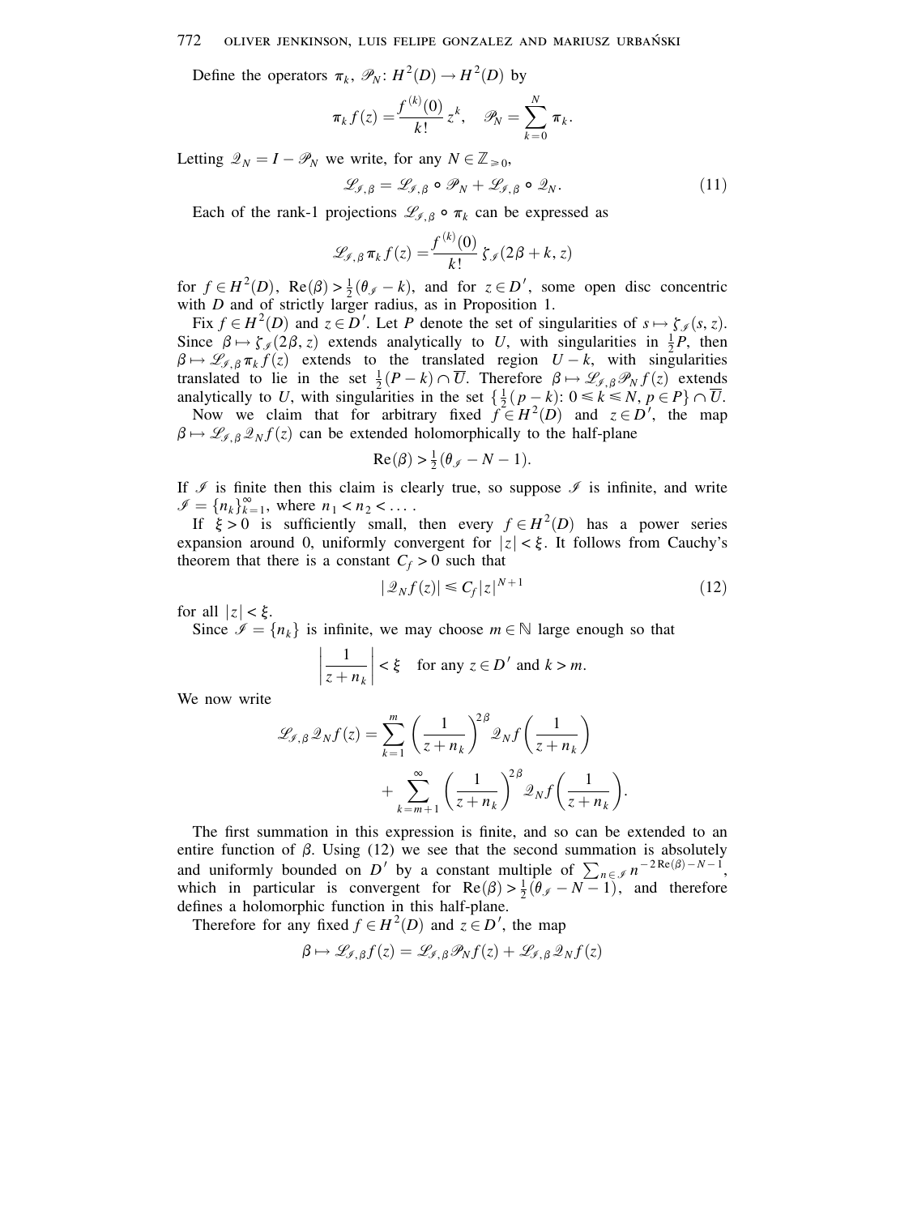Define the operators $\pi_k$, $\mathscr{P}_N : H^2(D) \to H^2(D)$ by

$$\pi_k f(z) = \frac{f^{(k)}(0)}{k!} z^k, \quad \mathscr{P}_N = \sum_{k=0}^{N} \pi_k.$$

Letting $\mathscr{Q}_N = I - \mathscr{P}_N$ we write, for any $N \in \mathbb{Z}_{\geqslant 0}$,

$$\mathscr{L}_{\mathscr{I},\beta} = \mathscr{L}_{\mathscr{I},\beta} \circ \mathscr{P}_N + \mathscr{L}_{\mathscr{I},\beta} \circ \mathscr{Q}_N. \tag{11}$$

Each of the rank-1 projections $\mathscr{L}_{\mathscr{I},\beta} \circ \pi_k$ can be expressed as

$$\mathscr{L}_{\mathscr{I},\beta} \pi_k f(z) = \frac{f^{(k)}(0)}{k!} \zeta_{\mathscr{I}}(2\beta + k, z)$$

for $f \in H^2(D)$, $\mathrm{Re}(\beta) > \frac{1}{2}(\theta_{\mathscr{I}} - k)$, and for $z \in D'$, some open disc concentric with $D$ and of strictly larger radius, as in Proposition 1.

Fix $f \in H^2(D)$ and $z \in D'$. Let $P$ denote the set of singularities of $s \mapsto \zeta_{\mathscr{I}}(s, z)$. Since $\beta \mapsto \zeta_{\mathscr{I}}(2\beta, z)$ extends analytically to $U$, with singularities in $\frac{1}{2}P$, then $\beta \mapsto \mathscr{L}_{\mathscr{I},\beta} \pi_k f(z)$ extends to the translated region $U - k$, with singularities translated to lie in the set $\frac{1}{2}(P - k) \cap \overline{U}$. Therefore $\beta \mapsto \mathscr{L}_{\mathscr{I},\beta} \mathscr{P}_N f(z)$ extends analytically to $U$, with singularities in the set $\{\frac{1}{2}(p - k) : 0 \leqslant k \leqslant N, \, p \in P\} \cap \overline{U}$.

Now we claim that for arbitrary fixed $f \in H^2(D)$ and $z \in D'$, the map $\beta \mapsto \mathscr{L}_{\mathscr{I},\beta} \mathscr{Q}_N f(z)$ can be extended holomorphically to the half-plane

$$\mathrm{Re}(\beta) > \tfrac{1}{2}(\theta_{\mathscr{I}} - N - 1).$$

If $\mathscr{I}$ is finite then this claim is clearly true, so suppose $\mathscr{I}$ is infinite, and write $\mathscr{I} = \{n_k\}_{k=1}^{\infty}$, where $n_1 < n_2 < \dots$.

If $\xi > 0$ is sufficiently small, then every $f \in H^2(D)$ has a power series expansion around 0, uniformly convergent for $|z| < \xi$. It follows from Cauchy's theorem that there is a constant $C_f > 0$ such that

$$|\mathscr{Q}_N f(z)| \leqslant C_f |z|^{N+1} \tag{12}$$

for all $|z| < \xi$.

Since $\mathscr{I} = \{n_k\}$ is infinite, we may choose $m \in \mathbb{N}$ large enough so that

$$\left| \frac{1}{z + n_k} \right| < \xi \quad \text{for any } z \in D' \text{ and } k > m.$$

We now write

$$\mathscr{L}_{\mathscr{I},\beta} \mathscr{Q}_N f(z) = \sum_{k=1}^{m} \left( \frac{1}{z + n_k} \right)^{2\beta} \mathscr{Q}_N f\left( \frac{1}{z + n_k} \right) + \sum_{k=m+1}^{\infty} \left( \frac{1}{z + n_k} \right)^{2\beta} \mathscr{Q}_N f\left( \frac{1}{z + n_k} \right).$$

The first summation in this expression is finite, and so can be extended to an entire function of $\beta$. Using (12) we see that the second summation is absolutely and uniformly bounded on $D'$ by a constant multiple of $\sum_{n \in \mathscr{I}} n^{-2\mathrm{Re}(\beta) - N - 1}$, which in particular is convergent for $\mathrm{Re}(\beta) > \frac{1}{2}(\theta_{\mathscr{I}} - N - 1)$, and therefore defines a holomorphic function in this half-plane.

Therefore for any fixed $f \in H^2(D)$ and $z \in D'$, the map

$$\beta \mapsto \mathscr{L}_{\mathscr{I},\beta} f(z) = \mathscr{L}_{\mathscr{I},\beta} \mathscr{P}_N f(z) + \mathscr{L}_{\mathscr{I},\beta} \mathscr{Q}_N f(z)$$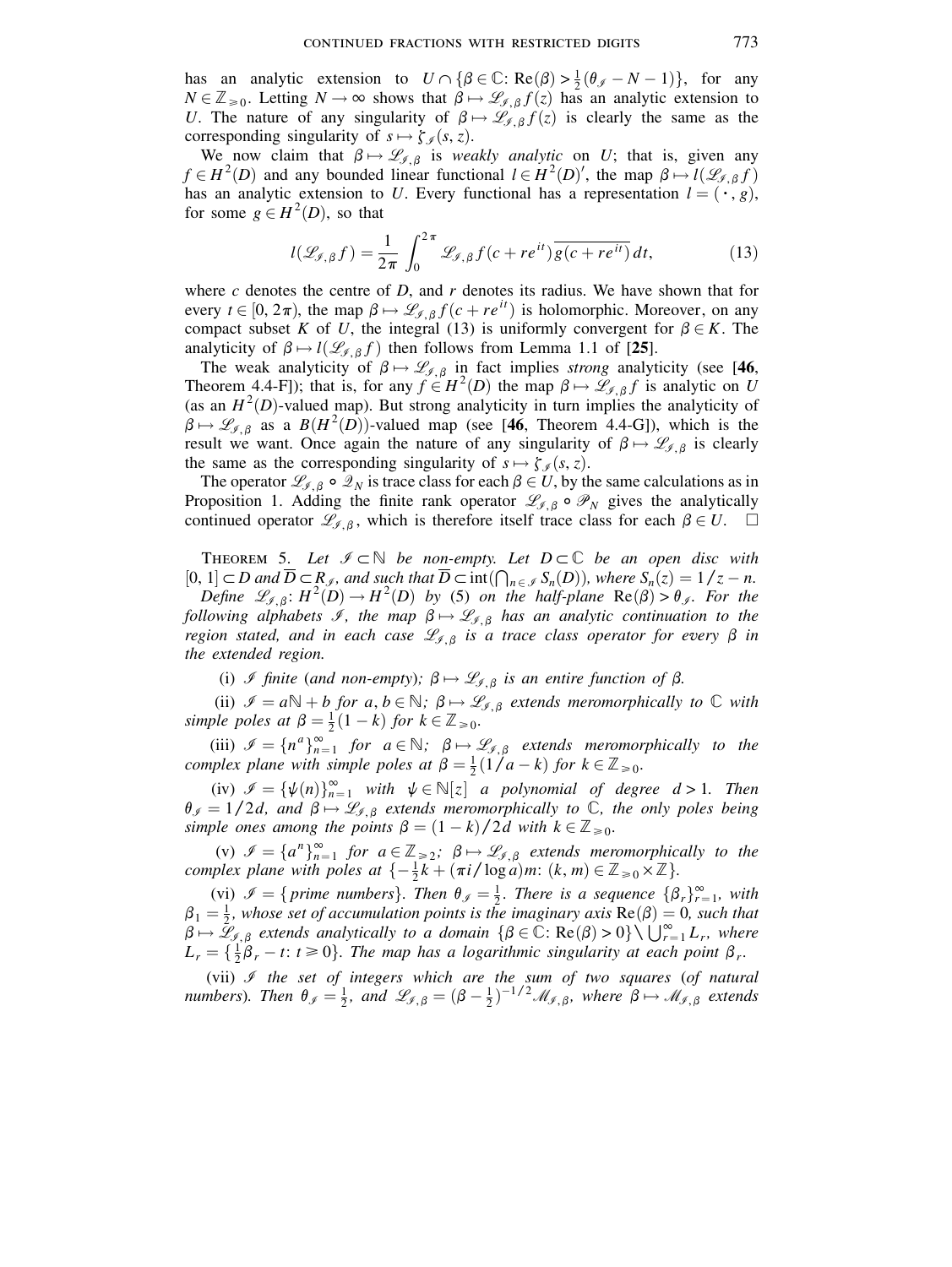has an analytic extension to $U \cap \{\beta \in \mathbb{C}: \operatorname{Re}(\beta) > \frac{1}{2}(\theta_{\mathscr{I}} - N - 1)\}$, for any $N \in \mathbb{Z}_{\geq 0}$. Letting $N \to \infty$ shows that $\beta \mapsto \mathscr{L}_{\mathscr{I},\beta} f(z)$ has an analytic extension to $U$. The nature of any singularity of $\beta \mapsto \mathscr{L}_{\mathscr{I},\beta} f(z)$ is clearly the same as the corresponding singularity of $s \mapsto \zeta_{\mathscr{I}}(s, z)$.

We now claim that $\beta \mapsto \mathscr{L}_{\mathscr{I},\beta}$ is *weakly analytic* on $U$; that is, given any $f \in H^2(D)$ and any bounded linear functional $l \in H^2(D)'$, the map $\beta \mapsto l(\mathscr{L}_{\mathscr{I},\beta} f)$ has an analytic extension to $U$. Every functional has a representation $l = (\cdot, g)$, for some $g \in H^2(D)$, so that

$$l(\mathscr{L}_{\mathscr{I},\beta} f) = \frac{1}{2\pi} \int_0^{2\pi} \mathscr{L}_{\mathscr{I},\beta} f(c + re^{it}) \overline{g(c + re^{it})} \, dt, \tag{13}$$

where $c$ denotes the centre of $D$, and $r$ denotes its radius. We have shown that for every $t \in [0, 2\pi)$, the map $\beta \mapsto \mathscr{L}_{\mathscr{I},\beta} f(c + re^{it})$ is holomorphic. Moreover, on any compact subset $K$ of $U$, the integral (13) is uniformly convergent for $\beta \in K$. The analyticity of $\beta \mapsto l(\mathscr{L}_{\mathscr{I},\beta} f)$ then follows from Lemma 1.1 of [**25**].

The weak analyticity of $\beta \mapsto \mathscr{L}_{\mathscr{I},\beta}$ in fact implies *strong* analyticity (see [**46**, Theorem 4.4-F]); that is, for any $f \in H^2(D)$ the map $\beta \mapsto \mathscr{L}_{\mathscr{I},\beta} f$ is analytic on $U$ (as an $H^2(D)$-valued map). But strong analyticity in turn implies the analyticity of $\beta \mapsto \mathscr{L}_{\mathscr{I},\beta}$ as a $B(H^2(D))$-valued map (see [**46**, Theorem 4.4-G]), which is the result we want. Once again the nature of any singularity of $\beta \mapsto \mathscr{L}_{\mathscr{I},\beta}$ is clearly the same as the corresponding singularity of $s \mapsto \zeta_{\mathscr{I}}(s, z)$.

The operator $\mathscr{L}_{\mathscr{I},\beta} \circ \mathscr{Q}_N$ is trace class for each $\beta \in U$, by the same calculations as in Proposition 1. Adding the finite rank operator $\mathscr{L}_{\mathscr{I},\beta} \circ \mathscr{P}_N$ gives the analytically continued operator $\mathscr{L}_{\mathscr{I},\beta}$, which is therefore itself trace class for each $\beta \in U$. $\square$

THEOREM 5. *Let $\mathscr{I} \subset \mathbb{N}$ be non-empty. Let $D \subset \mathbb{C}$ be an open disc with $[0, 1] \subset D$ and $\overline{D} \subset R_{\mathscr{I}}$, and such that $\overline{D} \subset \operatorname{int}(\bigcap_{n \in \mathscr{I}} S_n(D))$, where $S_n(z) = 1/z - n$. Define $\mathscr{L}_{\mathscr{I},\beta}: H^2(D) \to H^2(D)$ by* (5) *on the half-plane $\operatorname{Re}(\beta) > \theta_{\mathscr{I}}$. For the following alphabets $\mathscr{I}$, the map $\beta \mapsto \mathscr{L}_{\mathscr{I},\beta}$ has an analytic continuation to the region stated, and in each case $\mathscr{L}_{\mathscr{I},\beta}$ is a trace class operator for every $\beta$ in the extended region.*

(i) *$\mathscr{I}$ finite* (*and non-empty*)*; $\beta \mapsto \mathscr{L}_{\mathscr{I},\beta}$ is an entire function of $\beta$.*

(ii) *$\mathscr{I} = a\mathbb{N} + b$ for $a, b \in \mathbb{N}$; $\beta \mapsto \mathscr{L}_{\mathscr{I},\beta}$ extends meromorphically to $\mathbb{C}$ with simple poles at $\beta = \frac{1}{2}(1 - k)$ for $k \in \mathbb{Z}_{\geq 0}$.*

(iii) *$\mathscr{I} = \{n^a\}_{n=1}^{\infty}$ for $a \in \mathbb{N}$; $\beta \mapsto \mathscr{L}_{\mathscr{I},\beta}$ extends meromorphically to the complex plane with simple poles at $\beta = \frac{1}{2}(1/a - k)$ for $k \in \mathbb{Z}_{\geq 0}$.*

(iv) *$\mathscr{I} = \{\psi(n)\}_{n=1}^{\infty}$ with $\psi \in \mathbb{N}[z]$ a polynomial of degree $d > 1$. Then $\theta_{\mathscr{I}} = 1/2d$, and $\beta \mapsto \mathscr{L}_{\mathscr{I},\beta}$ extends meromorphically to $\mathbb{C}$, the only poles being simple ones among the points $\beta = (1 - k)/2d$ with $k \in \mathbb{Z}_{\geq 0}$.*

(v) *$\mathscr{I} = \{a^n\}_{n=1}^{\infty}$ for $a \in \mathbb{Z}_{\geq 2}$; $\beta \mapsto \mathscr{L}_{\mathscr{I},\beta}$ extends meromorphically to the complex plane with poles at $\{-\frac{1}{2}k + (\pi i/\log a)m: (k, m) \in \mathbb{Z}_{\geq 0} \times \mathbb{Z}\}$.*

(vi) *$\mathscr{I} = \{$prime numbers$\}$. Then $\theta_{\mathscr{I}} = \frac{1}{2}$. There is a sequence $\{\beta_r\}_{r=1}^{\infty}$, with $\beta_1 = \frac{1}{2}$, whose set of accumulation points is the imaginary axis $\operatorname{Re}(\beta) = 0$, such that $\beta \mapsto \mathscr{L}_{\mathscr{I},\beta}$ extends analytically to a domain $\{\beta \in \mathbb{C}: \operatorname{Re}(\beta) > 0\} \setminus \bigcup_{r=1}^{\infty} L_r$, where $L_r = \{\frac{1}{2}\beta_r - t: t \geq 0\}$. The map has a logarithmic singularity at each point $\beta_r$.*

(vii) *$\mathscr{I}$ the set of integers which are the sum of two squares* (*of natural numbers*)*. Then $\theta_{\mathscr{I}} = \frac{1}{2}$, and $\mathscr{L}_{\mathscr{I},\beta} = (\beta - \frac{1}{2})^{-1/2} \mathscr{M}_{\mathscr{I},\beta}$, where $\beta \mapsto \mathscr{M}_{\mathscr{I},\beta}$ extends*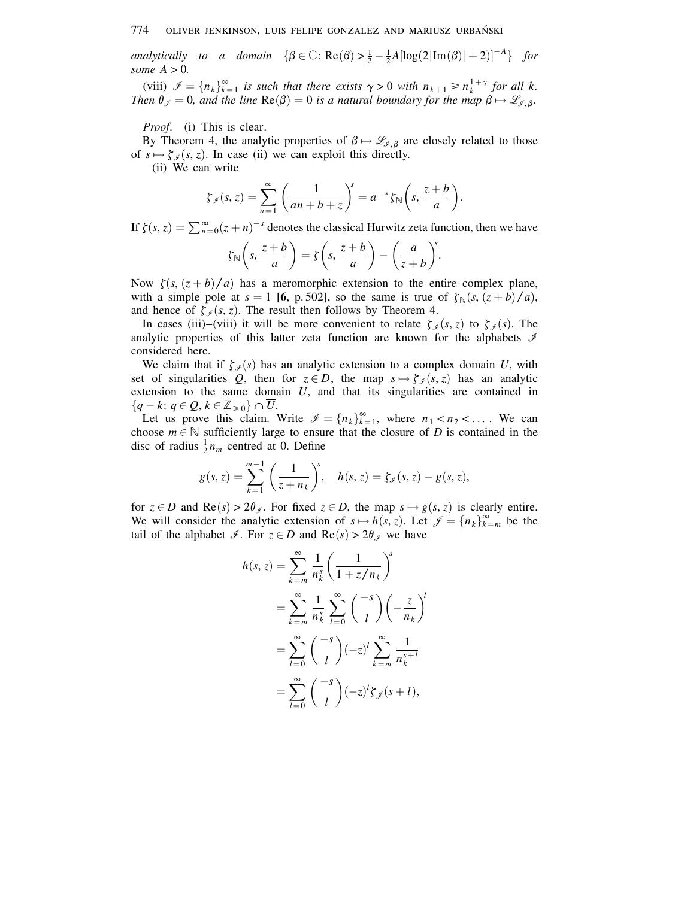*analytically to a domain* $\{\beta \in \mathbb{C}\colon \operatorname{Re}(\beta) > \frac{1}{2} - \frac{1}{2}A[\log(2|\operatorname{Im}(\beta)| + 2)]^{-A}\}$ *for some* $A > 0$.

(viii) $\mathscr{I} = \{n_k\}_{k=1}^{\infty}$ *is such that there exists* $\gamma > 0$ *with* $n_{k+1} \geqslant n_k^{1+\gamma}$ *for all* $k$. *Then* $\theta_{\mathscr{I}} = 0$, *and the line* $\operatorname{Re}(\beta) = 0$ *is a natural boundary for the map* $\beta \mapsto \mathscr{L}_{\mathscr{I},\beta}$.

*Proof.* (i) This is clear.

By Theorem 4, the analytic properties of $\beta \mapsto \mathscr{L}_{\mathscr{I},\beta}$ are closely related to those of $s \mapsto \zeta_{\mathscr{I}}(s, z)$. In case (ii) we can exploit this directly.

(ii) We can write

$$\zeta_{\mathscr{I}}(s, z) = \sum_{n=1}^{\infty} \left( \frac{1}{an + b + z} \right)^s = a^{-s} \zeta_{\mathbb{N}}\left(s, \frac{z+b}{a}\right).$$

If $\zeta(s, z) = \sum_{n=0}^{\infty} (z+n)^{-s}$ denotes the classical Hurwitz zeta function, then we have

$$\zeta_{\mathbb{N}}\left(s, \frac{z+b}{a}\right) = \zeta\left(s, \frac{z+b}{a}\right) - \left(\frac{a}{z+b}\right)^s.$$

Now $\zeta(s, (z+b)/a)$ has a meromorphic extension to the entire complex plane, with a simple pole at $s = 1$ [**6**, p. 502], so the same is true of $\zeta_{\mathbb{N}}(s, (z+b)/a)$, and hence of $\zeta_{\mathscr{I}}(s, z)$. The result then follows by Theorem 4.

In cases (iii)–(viii) it will be more convenient to relate $\zeta_{\mathscr{I}}(s, z)$ to $\zeta_{\mathscr{I}}(s)$. The analytic properties of this latter zeta function are known for the alphabets $\mathscr{I}$ considered here.

We claim that if $\zeta_{\mathscr{I}}(s)$ has an analytic extension to a complex domain $U$, with set of singularities $Q$, then for $z \in D$, the map $s \mapsto \zeta_{\mathscr{I}}(s, z)$ has an analytic extension to the same domain $U$, and that its singularities are contained in $\{q - k\colon q \in Q, k \in \mathbb{Z}_{\geqslant 0}\} \cap \overline{U}$.

Let us prove this claim. Write $\mathscr{I} = \{n_k\}_{k=1}^{\infty}$, where $n_1 < n_2 < \dots$. We can choose $m \in \mathbb{N}$ sufficiently large to ensure that the closure of $D$ is contained in the disc of radius $\frac{1}{2}n_m$ centred at 0. Define

$$g(s, z) = \sum_{k=1}^{m-1} \left( \frac{1}{z + n_k} \right)^s, \quad h(s, z) = \zeta_{\mathscr{I}}(s, z) - g(s, z),$$

for $z \in D$ and $\operatorname{Re}(s) > 2\theta_{\mathscr{I}}$. For fixed $z \in D$, the map $s \mapsto g(s, z)$ is clearly entire. We will consider the analytic extension of $s \mapsto h(s, z)$. Let $\mathscr{J} = \{n_k\}_{k=m}^{\infty}$ be the tail of the alphabet $\mathscr{I}$. For $z \in D$ and $\operatorname{Re}(s) > 2\theta_{\mathscr{I}}$ we have

$$\begin{aligned}
h(s, z) &= \sum_{k=m}^{\infty} \frac{1}{n_k^s} \left( \frac{1}{1 + z/n_k} \right)^s \\
&= \sum_{k=m}^{\infty} \frac{1}{n_k^s} \sum_{l=0}^{\infty} \binom{-s}{l} \left( -\frac{z}{n_k} \right)^l \\
&= \sum_{l=0}^{\infty} \binom{-s}{l} (-z)^l \sum_{k=m}^{\infty} \frac{1}{n_k^{s+l}} \\
&= \sum_{l=0}^{\infty} \binom{-s}{l} (-z)^l \zeta_{\mathscr{J}}(s+l),
\end{aligned}$$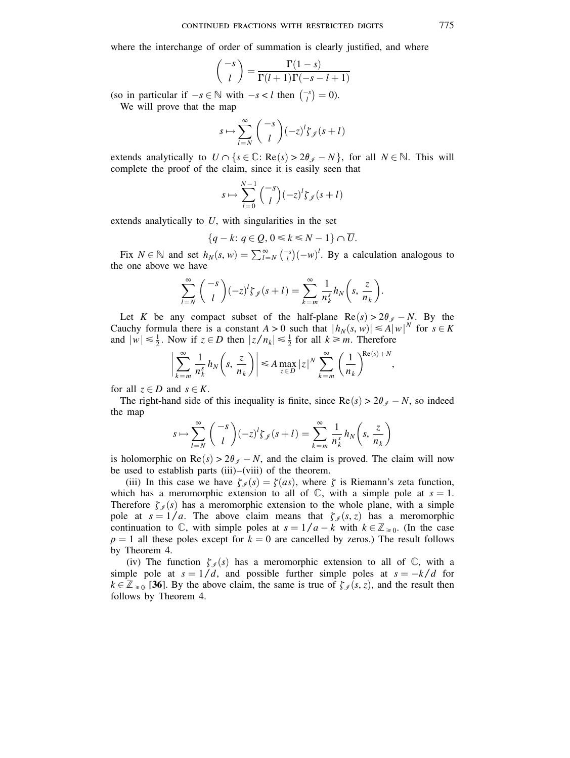where the interchange of order of summation is clearly justified, and where

$$\binom{-s}{l} = \frac{\Gamma(1-s)}{\Gamma(l+1)\Gamma(-s-l+1)}$$

(so in particular if $-s \in \mathbb{N}$ with $-s < l$ then $\binom{-s}{l} = 0$).

We will prove that the map

$$s \mapsto \sum_{l=N}^{\infty} \binom{-s}{l} (-z)^l \zeta_{\mathscr{I}}(s+l)$$

extends analytically to $U \cap \{s \in \mathbb{C}\colon \operatorname{Re}(s) > 2\theta_{\mathscr{I}} - N\}$, for all $N \in \mathbb{N}$. This will complete the proof of the claim, since it is easily seen that

$$s \mapsto \sum_{l=0}^{N-1} \binom{-s}{l} (-z)^l \zeta_{\mathscr{I}}(s+l)$$

extends analytically to $U$, with singularities in the set

$$\{q - k\colon q \in Q, 0 \leqslant k \leqslant N-1\} \cap \overline{U}.$$

Fix $N \in \mathbb{N}$ and set $h_N(s,w) = \sum_{l=N}^{\infty} \binom{-s}{l} (-w)^l$. By a calculation analogous to the one above we have

$$\sum_{l=N}^{\infty} \binom{-s}{l} (-z)^l \zeta_{\mathscr{I}}(s+l) = \sum_{k=m}^{\infty} \frac{1}{n_k^s} h_N\left(s, \frac{z}{n_k}\right).$$

Let $K$ be any compact subset of the half-plane $\operatorname{Re}(s) > 2\theta_{\mathscr{I}} - N$. By the Cauchy formula there is a constant $A > 0$ such that $|h_N(s,w)| \leqslant A|w|^N$ for $s \in K$ and $|w| \leqslant \frac{1}{2}$. Now if $z \in D$ then $|z/n_k| \leqslant \frac{1}{2}$ for all $k \geqslant m$. Therefore

$$\left| \sum_{k=m}^{\infty} \frac{1}{n_k^s} h_N\left(s, \frac{z}{n_k}\right) \right| \leqslant A \max_{z \in D} |z|^N \sum_{k=m}^{\infty} \left(\frac{1}{n_k}\right)^{\operatorname{Re}(s)+N},$$

for all $z \in D$ and $s \in K$.

The right-hand side of this inequality is finite, since $\operatorname{Re}(s) > 2\theta_{\mathscr{I}} - N$, so indeed the map

$$s \mapsto \sum_{l=N}^{\infty} \binom{-s}{l} (-z)^l \zeta_{\mathscr{I}}(s+l) = \sum_{k=m}^{\infty} \frac{1}{n_k^s} h_N\left(s, \frac{z}{n_k}\right)$$

is holomorphic on $\operatorname{Re}(s) > 2\theta_{\mathscr{I}} - N$, and the claim is proved. The claim will now be used to establish parts (iii)–(viii) of the theorem.

(iii) In this case we have $\zeta_{\mathscr{I}}(s) = \zeta(as)$, where $\zeta$ is Riemann's zeta function, which has a meromorphic extension to all of $\mathbb{C}$, with a simple pole at $s = 1$. Therefore $\zeta_{\mathscr{I}}(s)$ has a meromorphic extension to the whole plane, with a simple pole at $s = 1/a$. The above claim means that $\zeta_{\mathscr{I}}(s,z)$ has a meromorphic continuation to $\mathbb{C}$, with simple poles at $s = 1/a - k$ with $k \in \mathbb{Z}_{\geqslant 0}$. (In the case $p = 1$ all these poles except for $k = 0$ are cancelled by zeros.) The result follows by Theorem 4.

(iv) The function $\zeta_{\mathscr{I}}(s)$ has a meromorphic extension to all of $\mathbb{C}$, with a simple pole at $s = 1/d$, and possible further simple poles at $s = -k/d$ for $k \in \mathbb{Z}_{\geqslant 0}$ [**36**]. By the above claim, the same is true of $\zeta_{\mathscr{I}}(s,z)$, and the result then follows by Theorem 4.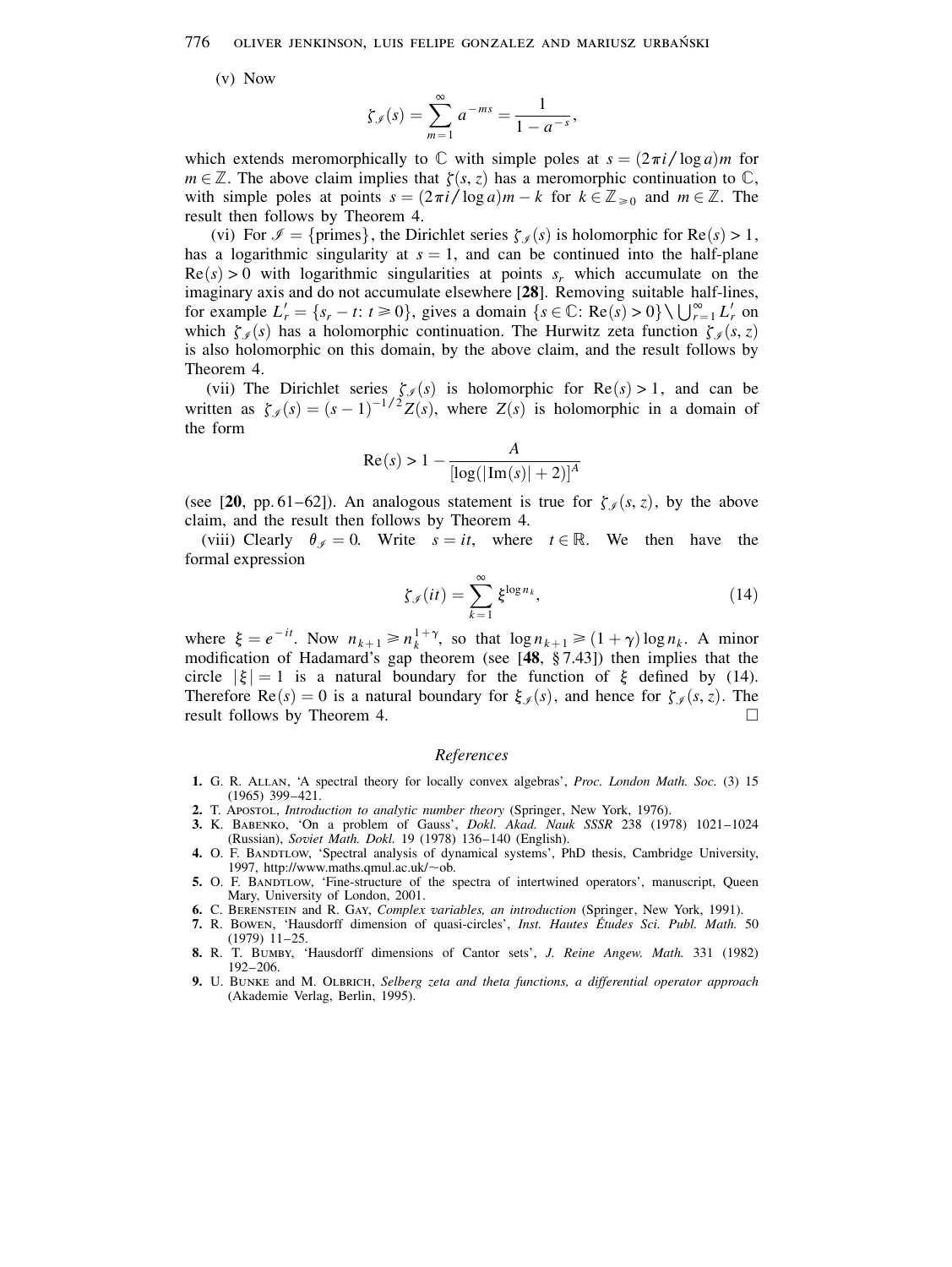(v) Now

$$\zeta_{\mathscr{I}}(s) = \sum_{m=1}^{\infty} a^{-ms} = \frac{1}{1-a^{-s}},$$

which extends meromorphically to $\mathbb{C}$ with simple poles at $s = (2\pi i/\log a)m$ for $m \in \mathbb{Z}$. The above claim implies that $\zeta(s, z)$ has a meromorphic continuation to $\mathbb{C}$, with simple poles at points $s = (2\pi i/\log a)m - k$ for $k \in \mathbb{Z}_{\geqslant 0}$ and $m \in \mathbb{Z}$. The result then follows by Theorem 4.

(vi) For $\mathscr{I} = \{\text{primes}\}$, the Dirichlet series $\zeta_{\mathscr{I}}(s)$ is holomorphic for $\mathrm{Re}(s) > 1$, has a logarithmic singularity at $s = 1$, and can be continued into the half-plane $\mathrm{Re}(s) > 0$ with logarithmic singularities at points $s_r$ which accumulate on the imaginary axis and do not accumulate elsewhere [**28**]. Removing suitable half-lines, for example $L_r' = \{s_r - t\colon t \geqslant 0\}$, gives a domain $\{s \in \mathbb{C}\colon \mathrm{Re}(s) > 0\} \setminus \bigcup_{r=1}^{\infty} L_r'$ on which $\zeta_{\mathscr{I}}(s)$ has a holomorphic continuation. The Hurwitz zeta function $\zeta_{\mathscr{I}}(s, z)$ is also holomorphic on this domain, by the above claim, and the result follows by Theorem 4.

(vii) The Dirichlet series $\zeta_{\mathscr{I}}(s)$ is holomorphic for $\mathrm{Re}(s) > 1$, and can be written as $\zeta_{\mathscr{I}}(s) = (s-1)^{-1/2} Z(s)$, where $Z(s)$ is holomorphic in a domain of the form

$$\mathrm{Re}(s) > 1 - \frac{A}{[\log(|\mathrm{Im}(s)| + 2)]^{A}}$$

(see [**20**, pp. 61–62]). An analogous statement is true for $\zeta_{\mathscr{I}}(s, z)$, by the above claim, and the result then follows by Theorem 4.

(viii) Clearly $\theta_{\mathscr{I}} = 0$. Write $s = it$, where $t \in \mathbb{R}$. We then have the formal expression

$$\zeta_{\mathscr{I}}(it) = \sum_{k=1}^{\infty} \xi^{\log n_k}, \tag{14}$$

where $\xi = e^{-it}$. Now $n_{k+1} \geqslant n_k^{1+\gamma}$, so that $\log n_{k+1} \geqslant (1+\gamma)\log n_k$. A minor modification of Hadamard's gap theorem (see [**48**, §7.43]) then implies that the circle $|\xi| = 1$ is a natural boundary for the function of $\xi$ defined by (14). Therefore $\mathrm{Re}(s) = 0$ is a natural boundary for $\xi_{\mathscr{I}}(s)$, and hence for $\zeta_{\mathscr{I}}(s, z)$. The result follows by Theorem 4. □

## *References*

1. G. R. Allan, 'A spectral theory for locally convex algebras', *Proc. London Math. Soc.* (3) 15 (1965) 399–421.
2. T. Apostol, *Introduction to analytic number theory* (Springer, New York, 1976).
3. K. Babenko, 'On a problem of Gauss', *Dokl. Akad. Nauk SSSR* 238 (1978) 1021–1024 (Russian), *Soviet Math. Dokl.* 19 (1978) 136–140 (English).
4. O. F. Bandtlow, 'Spectral analysis of dynamical systems', PhD thesis, Cambridge University, 1997, http://www.maths.qmul.ac.uk/~ob.
5. O. F. Bandtlow, 'Fine-structure of the spectra of intertwined operators', manuscript, Queen Mary, University of London, 2001.
6. C. Berenstein and R. Gay, *Complex variables, an introduction* (Springer, New York, 1991).
7. R. Bowen, 'Hausdorff dimension of quasi-circles', *Inst. Hautes Études Sci. Publ. Math.* 50 (1979) 11–25.
8. R. T. Bumby, 'Hausdorff dimensions of Cantor sets', *J. Reine Angew. Math.* 331 (1982) 192–206.
9. U. Bunke and M. Olbrich, *Selberg zeta and theta functions, a differential operator approach* (Akademie Verlag, Berlin, 1995).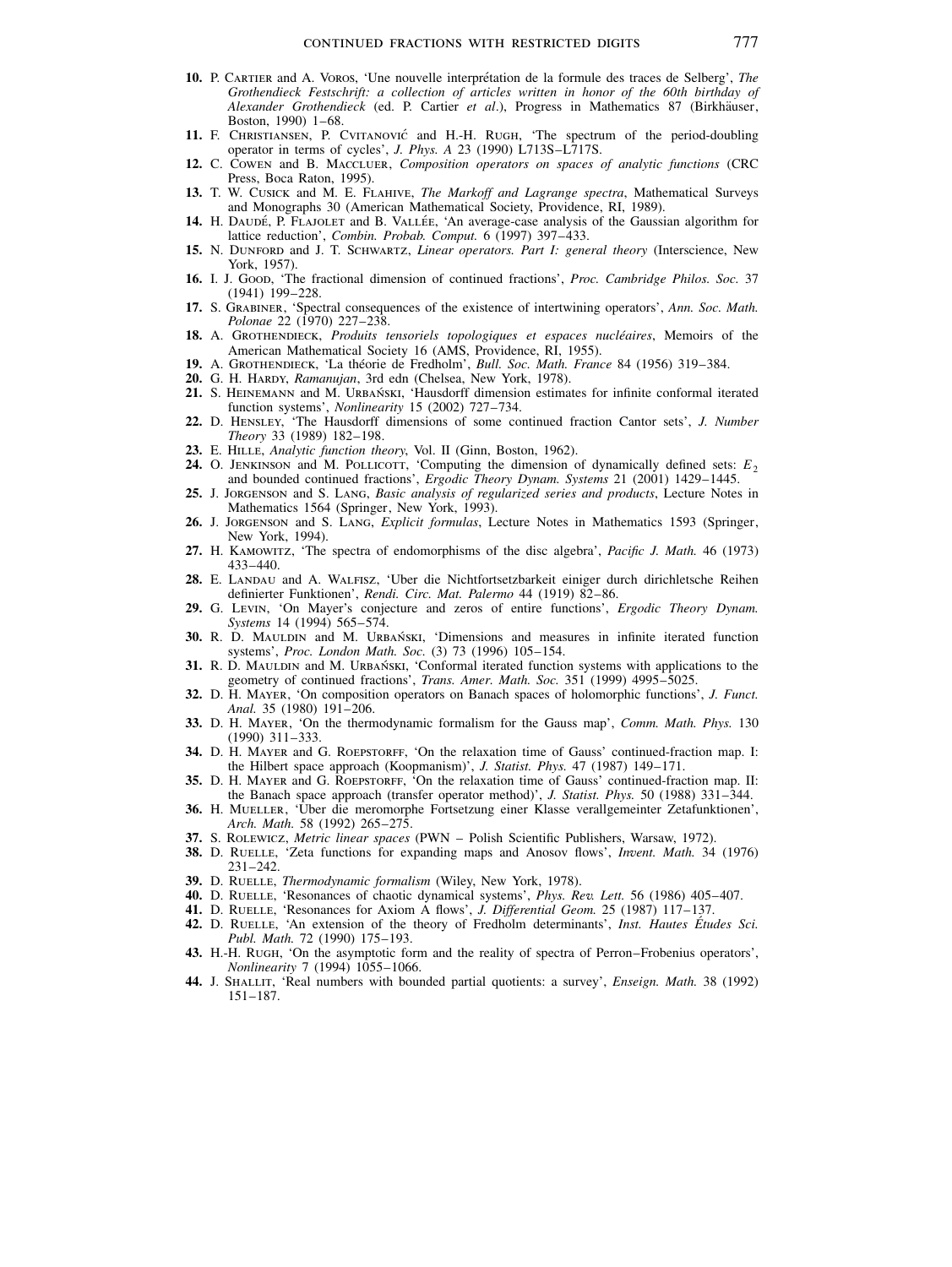**10.** P. Cartier and A. Voros, 'Une nouvelle interprétation de la formule des traces de Selberg', *The Grothendieck Festschrift: a collection of articles written in honor of the 60th birthday of Alexander Grothendieck* (ed. P. Cartier *et al*.), Progress in Mathematics 87 (Birkhäuser, Boston, 1990) 1–68.

**11.** F. Christiansen, P. Cvitanović and H.-H. Rugh, 'The spectrum of the period-doubling operator in terms of cycles', *J. Phys. A* 23 (1990) L713S–L717S.

**12.** C. Cowen and B. MacCluer, *Composition operators on spaces of analytic functions* (CRC Press, Boca Raton, 1995).

**13.** T. W. Cusick and M. E. Flahive, *The Markoff and Lagrange spectra*, Mathematical Surveys and Monographs 30 (American Mathematical Society, Providence, RI, 1989).

**14.** H. Daudé, P. Flajolet and B. Vallée, 'An average-case analysis of the Gaussian algorithm for lattice reduction', *Combin. Probab. Comput.* 6 (1997) 397–433.

**15.** N. Dunford and J. T. Schwartz, *Linear operators. Part I: general theory* (Interscience, New York, 1957).

**16.** I. J. Good, 'The fractional dimension of continued fractions', *Proc. Cambridge Philos. Soc.* 37 (1941) 199–228.

**17.** S. Grabiner, 'Spectral consequences of the existence of intertwining operators', *Ann. Soc. Math. Polonae* 22 (1970) 227–238.

**18.** A. Grothendieck, *Produits tensoriels topologiques et espaces nucléaires*, Memoirs of the American Mathematical Society 16 (AMS, Providence, RI, 1955).

**19.** A. Grothendieck, 'La théorie de Fredholm', *Bull. Soc. Math. France* 84 (1956) 319–384.

**20.** G. H. Hardy, *Ramanujan*, 3rd edn (Chelsea, New York, 1978).

**21.** S. Heinemann and M. Urbański, 'Hausdorff dimension estimates for infinite conformal iterated function systems', *Nonlinearity* 15 (2002) 727–734.

**22.** D. Hensley, 'The Hausdorff dimensions of some continued fraction Cantor sets', *J. Number Theory* 33 (1989) 182–198.

**23.** E. Hille, *Analytic function theory*, Vol. II (Ginn, Boston, 1962).

**24.** O. Jenkinson and M. Pollicott, 'Computing the dimension of dynamically defined sets: $E_2$ and bounded continued fractions', *Ergodic Theory Dynam. Systems* 21 (2001) 1429–1445.

**25.** J. Jorgenson and S. Lang, *Basic analysis of regularized series and products*, Lecture Notes in Mathematics 1564 (Springer, New York, 1993).

**26.** J. Jorgenson and S. Lang, *Explicit formulas*, Lecture Notes in Mathematics 1593 (Springer, New York, 1994).

**27.** H. Kamowitz, 'The spectra of endomorphisms of the disc algebra', *Pacific J. Math.* 46 (1973) 433–440.

**28.** E. Landau and A. Walfisz, 'Uber die Nichtfortsetzbarkeit einiger durch dirichletsche Reihen definierter Funktionen', *Rendi. Circ. Mat. Palermo* 44 (1919) 82–86.

**29.** G. Levin, 'On Mayer's conjecture and zeros of entire functions', *Ergodic Theory Dynam. Systems* 14 (1994) 565–574.

**30.** R. D. Mauldin and M. Urbański, 'Dimensions and measures in infinite iterated function systems', *Proc. London Math. Soc.* (3) 73 (1996) 105–154.

**31.** R. D. Mauldin and M. Urbański, 'Conformal iterated function systems with applications to the geometry of continued fractions', *Trans. Amer. Math. Soc.* 351 (1999) 4995–5025.

**32.** D. H. Mayer, 'On composition operators on Banach spaces of holomorphic functions', *J. Funct. Anal.* 35 (1980) 191–206.

**33.** D. H. Mayer, 'On the thermodynamic formalism for the Gauss map', *Comm. Math. Phys.* 130 (1990) 311–333.

**34.** D. H. Mayer and G. Roepstorff, 'On the relaxation time of Gauss' continued-fraction map. I: the Hilbert space approach (Koopmanism)', *J. Statist. Phys.* 47 (1987) 149–171.

**35.** D. H. Mayer and G. Roepstorff, 'On the relaxation time of Gauss' continued-fraction map. II: the Banach space approach (transfer operator method)', *J. Statist. Phys.* 50 (1988) 331–344.

**36.** H. Mueller, 'Über die meromorphe Fortsetzung einer Klasse verallgemeinter Zetafunktionen', *Arch. Math.* 58 (1992) 265–275.

**37.** S. Rolewicz, *Metric linear spaces* (PWN – Polish Scientific Publishers, Warsaw, 1972).

**38.** D. Ruelle, 'Zeta functions for expanding maps and Anosov flows', *Invent. Math.* 34 (1976) 231–242.

**39.** D. Ruelle, *Thermodynamic formalism* (Wiley, New York, 1978).

**40.** D. Ruelle, 'Resonances of chaotic dynamical systems', *Phys. Rev. Lett.* 56 (1986) 405–407.

**41.** D. Ruelle, 'Resonances for Axiom A flows', *J. Differential Geom.* 25 (1987) 117–137.

**42.** D. Ruelle, 'An extension of the theory of Fredholm determinants', *Inst. Hautes Études Sci. Publ. Math.* 72 (1990) 175–193.

**43.** H.-H. Rugh, 'On the asymptotic form and the reality of spectra of Perron–Frobenius operators', *Nonlinearity* 7 (1994) 1055–1066.

**44.** J. Shallit, 'Real numbers with bounded partial quotients: a survey', *Enseign. Math.* 38 (1992) 151–187.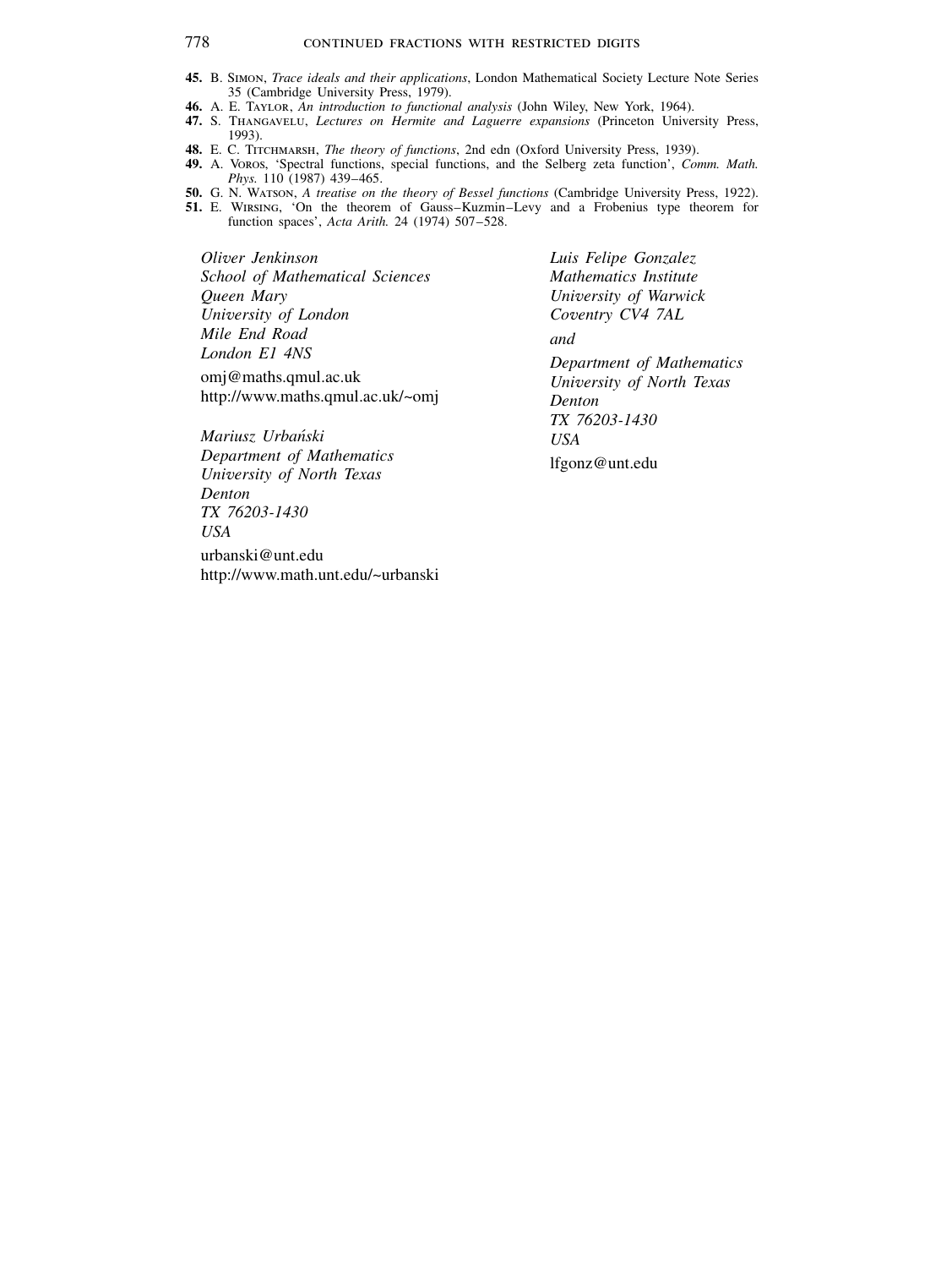**45.** B. Simon, *Trace ideals and their applications*, London Mathematical Society Lecture Note Series 35 (Cambridge University Press, 1979).

**46.** A. E. Taylor, *An introduction to functional analysis* (John Wiley, New York, 1964).

**47.** S. Thangavelu, *Lectures on Hermite and Laguerre expansions* (Princeton University Press, 1993).

**48.** E. C. Titchmarsh, *The theory of functions*, 2nd edn (Oxford University Press, 1939).

**49.** A. Voros, 'Spectral functions, special functions, and the Selberg zeta function', *Comm. Math. Phys.* 110 (1987) 439–465.

**50.** G. N. Watson, *A treatise on the theory of Bessel functions* (Cambridge University Press, 1922).

**51.** E. Wirsing, 'On the theorem of Gauss–Kuzmin–Levy and a Frobenius type theorem for function spaces', *Acta Arith.* 24 (1974) 507–528.

*Oliver Jenkinson*
*School of Mathematical Sciences*
*Queen Mary*
*University of London*
*Mile End Road*
*London E1 4NS*

omj@maths.qmul.ac.uk
http://www.maths.qmul.ac.uk/~omj

*Mariusz Urbański*
*Department of Mathematics*
*University of North Texas*
*Denton*
*TX 76203-1430*
*USA*

urbanski@unt.edu
http://www.math.unt.edu/~urbanski

*Luis Felipe Gonzalez*
*Mathematics Institute*
*University of Warwick*
*Coventry CV4 7AL*

*and*

*Department of Mathematics*
*University of North Texas*
*Denton*
*TX 76203-1430*
*USA*

lfgonz@unt.edu